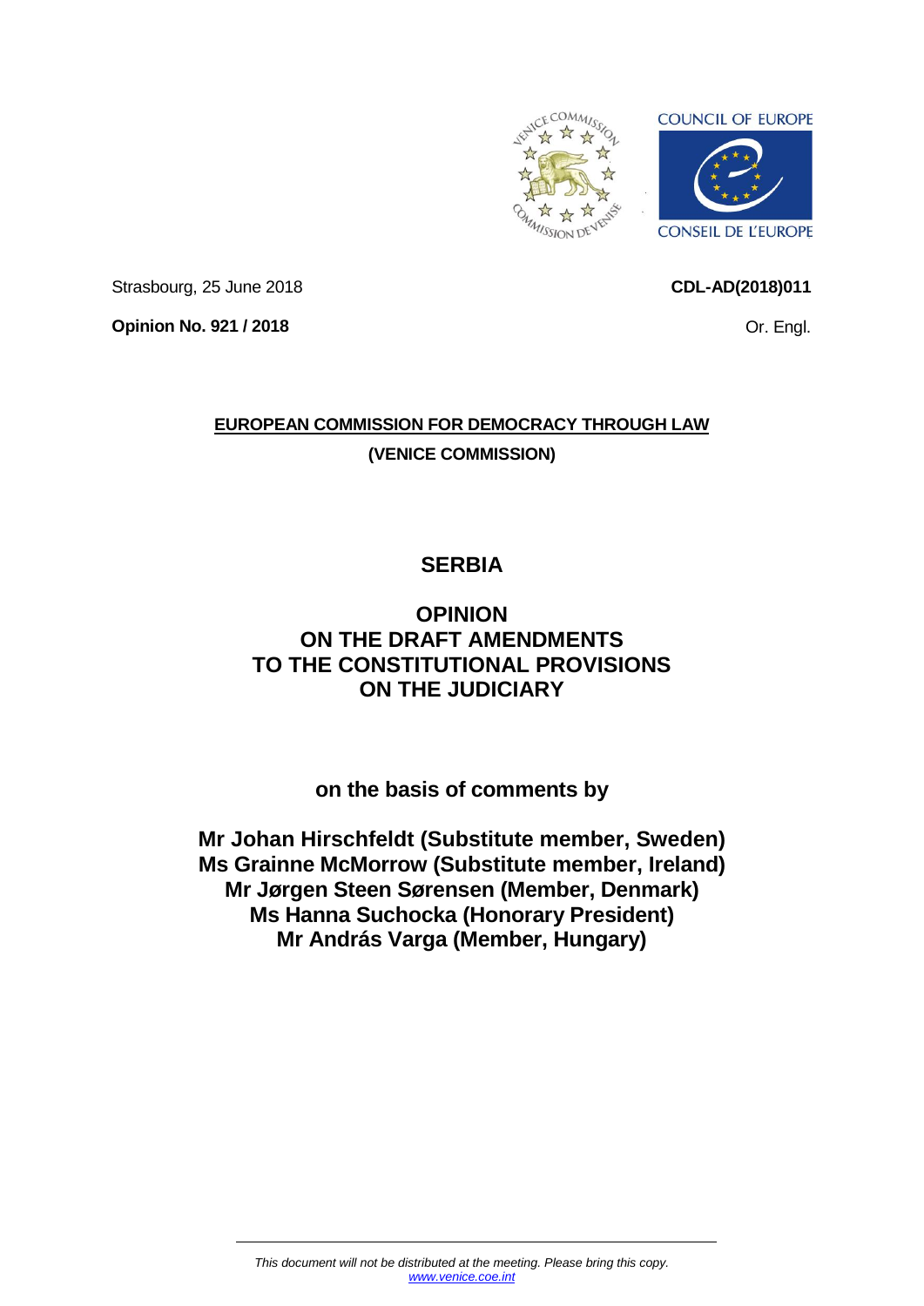Strasbourg, 25 June 2018

**CDL-AD(2018)011**

**Opinion No. 921 / 2018**

Or. Engl.

**EUROPEAN COMMISSION FOR DEMOCRACY THROUGH LAW**

**(VENICE COMMISSION)**

# SERBIA

# OPINION ON THE DRAFT AMENDMENTS TO THE CONSTITUTIONAL PROVISIONS ON THE JUDICIARY

**on the basis of comments by**

**Mr Johan Hirschfeldt (Substitute member, Sweden)**
**Ms Grainne McMorrow (Substitute member, Ireland)**
**Mr Jørgen Steen Sørensen (Member, Denmark)**
**Ms Hanna Suchocka (Honorary President)**
**Mr András Varga (Member, Hungary)**

*This document will not be distributed at the meeting. Please bring this copy.*
*www.venice.coe.int*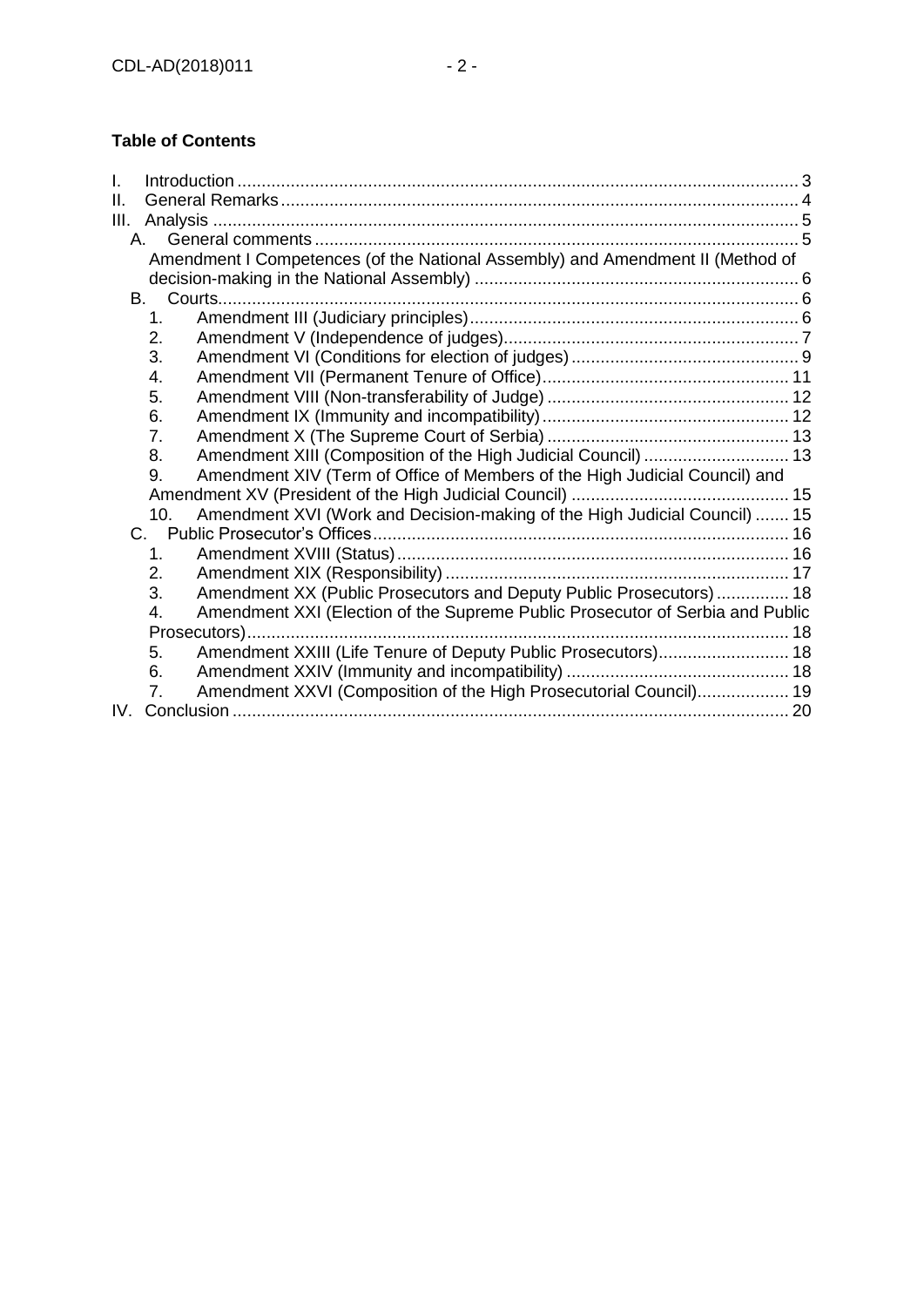**Table of Contents**

I. Introduction ..... 3
II. General Remarks ..... 4
III. Analysis ..... 5
- A. General comments ..... 5
  - Amendment I Competences (of the National Assembly) and Amendment II (Method of decision-making in the National Assembly) ..... 6
- B. Courts ..... 6
  1. Amendment III (Judiciary principles) ..... 6
  2. Amendment V (Independence of judges) ..... 7
  3. Amendment VI (Conditions for election of judges) ..... 9
  4. Amendment VII (Permanent Tenure of Office) ..... 11
  5. Amendment VIII (Non-transferability of Judge) ..... 12
  6. Amendment IX (Immunity and incompatibility) ..... 12
  7. Amendment X (The Supreme Court of Serbia) ..... 13
  8. Amendment XIII (Composition of the High Judicial Council) ..... 13
  9. Amendment XIV (Term of Office of Members of the High Judicial Council) and Amendment XV (President of the High Judicial Council) ..... 15
  10. Amendment XVI (Work and Decision-making of the High Judicial Council) ..... 15
- C. Public Prosecutor's Offices ..... 16
  1. Amendment XVIII (Status) ..... 16
  2. Amendment XIX (Responsibility) ..... 17
  3. Amendment XX (Public Prosecutors and Deputy Public Prosecutors) ..... 18
  4. Amendment XXI (Election of the Supreme Public Prosecutor of Serbia and Public Prosecutors) ..... 18
  5. Amendment XXIII (Life Tenure of Deputy Public Prosecutors) ..... 18
  6. Amendment XXIV (Immunity and incompatibility) ..... 18
  7. Amendment XXVI (Composition of the High Prosecutorial Council) ..... 19

IV. Conclusion ..... 20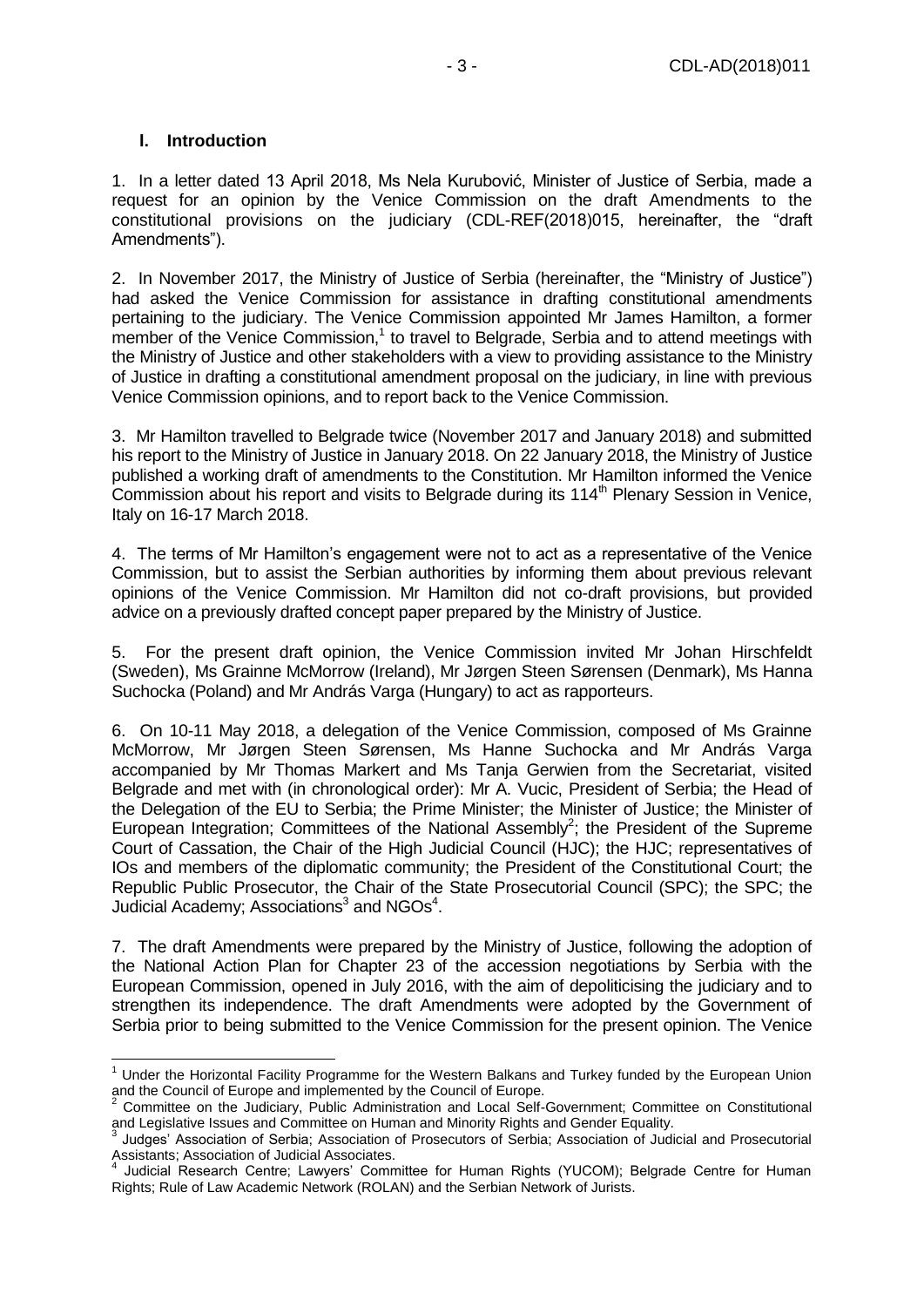## I. Introduction

1. In a letter dated 13 April 2018, Ms Nela Kurubović, Minister of Justice of Serbia, made a request for an opinion by the Venice Commission on the draft Amendments to the constitutional provisions on the judiciary (CDL-REF(2018)015, hereinafter, the "draft Amendments").

2. In November 2017, the Ministry of Justice of Serbia (hereinafter, the "Ministry of Justice") had asked the Venice Commission for assistance in drafting constitutional amendments pertaining to the judiciary. The Venice Commission appointed Mr James Hamilton, a former member of the Venice Commission,[1] to travel to Belgrade, Serbia and to attend meetings with the Ministry of Justice and other stakeholders with a view to providing assistance to the Ministry of Justice in drafting a constitutional amendment proposal on the judiciary, in line with previous Venice Commission opinions, and to report back to the Venice Commission.

3. Mr Hamilton travelled to Belgrade twice (November 2017 and January 2018) and submitted his report to the Ministry of Justice in January 2018. On 22 January 2018, the Ministry of Justice published a working draft of amendments to the Constitution. Mr Hamilton informed the Venice Commission about his report and visits to Belgrade during its 114th Plenary Session in Venice, Italy on 16-17 March 2018.

4. The terms of Mr Hamilton's engagement were not to act as a representative of the Venice Commission, but to assist the Serbian authorities by informing them about previous relevant opinions of the Venice Commission. Mr Hamilton did not co-draft provisions, but provided advice on a previously drafted concept paper prepared by the Ministry of Justice.

5. For the present draft opinion, the Venice Commission invited Mr Johan Hirschfeldt (Sweden), Ms Grainne McMorrow (Ireland), Mr Jørgen Steen Sørensen (Denmark), Ms Hanna Suchocka (Poland) and Mr András Varga (Hungary) to act as rapporteurs.

6. On 10-11 May 2018, a delegation of the Venice Commission, composed of Ms Grainne McMorrow, Mr Jørgen Steen Sørensen, Ms Hanne Suchocka and Mr András Varga accompanied by Mr Thomas Markert and Ms Tanja Gerwien from the Secretariat, visited Belgrade and met with (in chronological order): Mr A. Vucic, President of Serbia; the Head of the Delegation of the EU to Serbia; the Prime Minister; the Minister of Justice; the Minister of European Integration; Committees of the National Assembly[2]; the President of the Supreme Court of Cassation, the Chair of the High Judicial Council (HJC); the HJC; representatives of IOs and members of the diplomatic community; the President of the Constitutional Court; the Republic Public Prosecutor, the Chair of the State Prosecutorial Council (SPC); the SPC; the Judicial Academy; Associations[3] and NGOs[4].

7. The draft Amendments were prepared by the Ministry of Justice, following the adoption of the National Action Plan for Chapter 23 of the accession negotiations by Serbia with the European Commission, opened in July 2016, with the aim of depoliticising the judiciary and to strengthen its independence. The draft Amendments were adopted by the Government of Serbia prior to being submitted to the Venice Commission for the present opinion. The Venice

---

[1] Under the Horizontal Facility Programme for the Western Balkans and Turkey funded by the European Union and the Council of Europe and implemented by the Council of Europe.

[2] Committee on the Judiciary, Public Administration and Local Self-Government; Committee on Constitutional and Legislative Issues and Committee on Human and Minority Rights and Gender Equality.

[3] Judges' Association of Serbia; Association of Prosecutors of Serbia; Association of Judicial and Prosecutorial Assistants; Association of Judicial Associates.

[4] Judicial Research Centre; Lawyers' Committee for Human Rights (YUCOM); Belgrade Centre for Human Rights; Rule of Law Academic Network (ROLAN) and the Serbian Network of Jurists.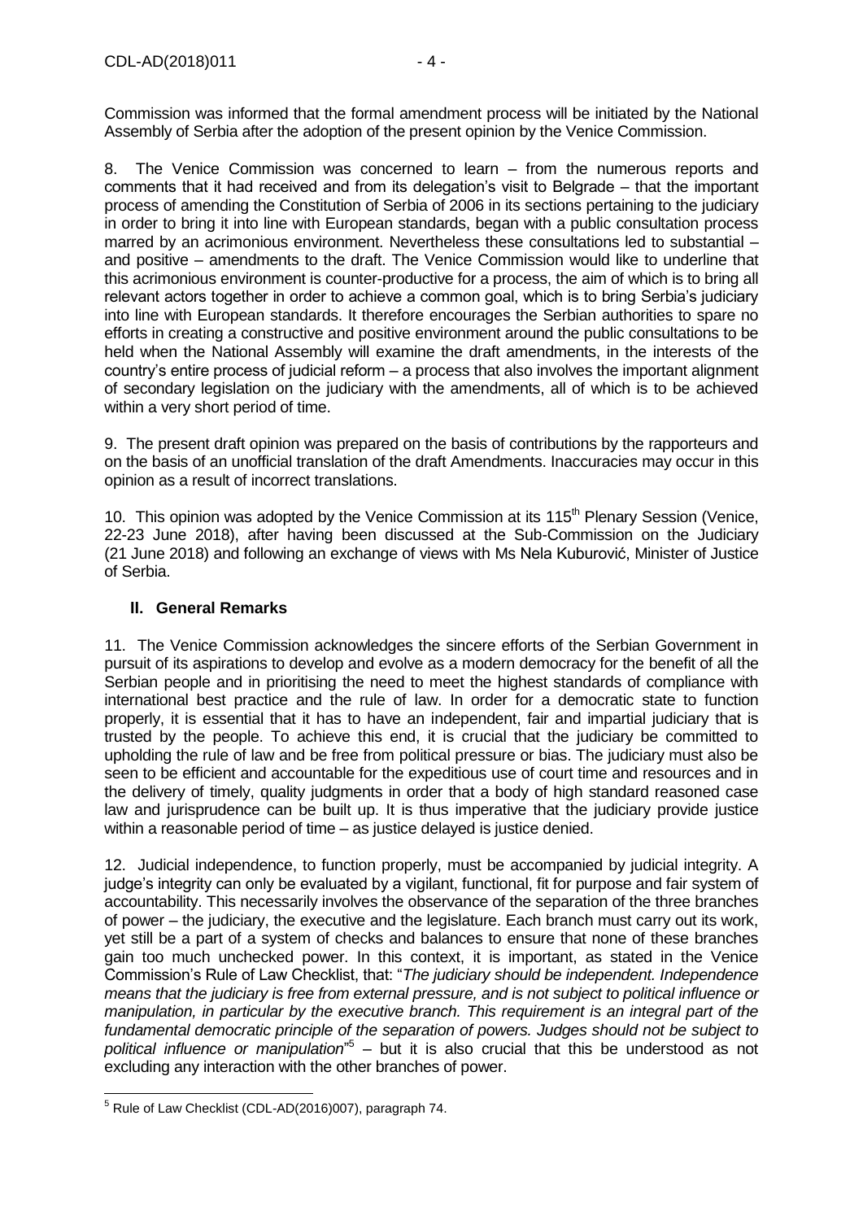Commission was informed that the formal amendment process will be initiated by the National Assembly of Serbia after the adoption of the present opinion by the Venice Commission.

8. The Venice Commission was concerned to learn – from the numerous reports and comments that it had received and from its delegation's visit to Belgrade – that the important process of amending the Constitution of Serbia of 2006 in its sections pertaining to the judiciary in order to bring it into line with European standards, began with a public consultation process marred by an acrimonious environment. Nevertheless these consultations led to substantial – and positive – amendments to the draft. The Venice Commission would like to underline that this acrimonious environment is counter-productive for a process, the aim of which is to bring all relevant actors together in order to achieve a common goal, which is to bring Serbia's judiciary into line with European standards. It therefore encourages the Serbian authorities to spare no efforts in creating a constructive and positive environment around the public consultations to be held when the National Assembly will examine the draft amendments, in the interests of the country's entire process of judicial reform – a process that also involves the important alignment of secondary legislation on the judiciary with the amendments, all of which is to be achieved within a very short period of time.

9. The present draft opinion was prepared on the basis of contributions by the rapporteurs and on the basis of an unofficial translation of the draft Amendments. Inaccuracies may occur in this opinion as a result of incorrect translations.

10. This opinion was adopted by the Venice Commission at its 115th Plenary Session (Venice, 22-23 June 2018), after having been discussed at the Sub-Commission on the Judiciary (21 June 2018) and following an exchange of views with Ms Nela Kuburović, Minister of Justice of Serbia.

## II. General Remarks

11. The Venice Commission acknowledges the sincere efforts of the Serbian Government in pursuit of its aspirations to develop and evolve as a modern democracy for the benefit of all the Serbian people and in prioritising the need to meet the highest standards of compliance with international best practice and the rule of law. In order for a democratic state to function properly, it is essential that it has to have an independent, fair and impartial judiciary that is trusted by the people. To achieve this end, it is crucial that the judiciary be committed to upholding the rule of law and be free from political pressure or bias. The judiciary must also be seen to be efficient and accountable for the expeditious use of court time and resources and in the delivery of timely, quality judgments in order that a body of high standard reasoned case law and jurisprudence can be built up. It is thus imperative that the judiciary provide justice within a reasonable period of time – as justice delayed is justice denied.

12. Judicial independence, to function properly, must be accompanied by judicial integrity. A judge's integrity can only be evaluated by a vigilant, functional, fit for purpose and fair system of accountability. This necessarily involves the observance of the separation of the three branches of power – the judiciary, the executive and the legislature. Each branch must carry out its work, yet still be a part of a system of checks and balances to ensure that none of these branches gain too much unchecked power. In this context, it is important, as stated in the Venice Commission's Rule of Law Checklist, that: "*The judiciary should be independent. Independence means that the judiciary is free from external pressure, and is not subject to political influence or manipulation, in particular by the executive branch. This requirement is an integral part of the fundamental democratic principle of the separation of powers. Judges should not be subject to political influence or manipulation*"[5] – but it is also crucial that this be understood as not excluding any interaction with the other branches of power.

[5] Rule of Law Checklist (CDL-AD(2016)007), paragraph 74.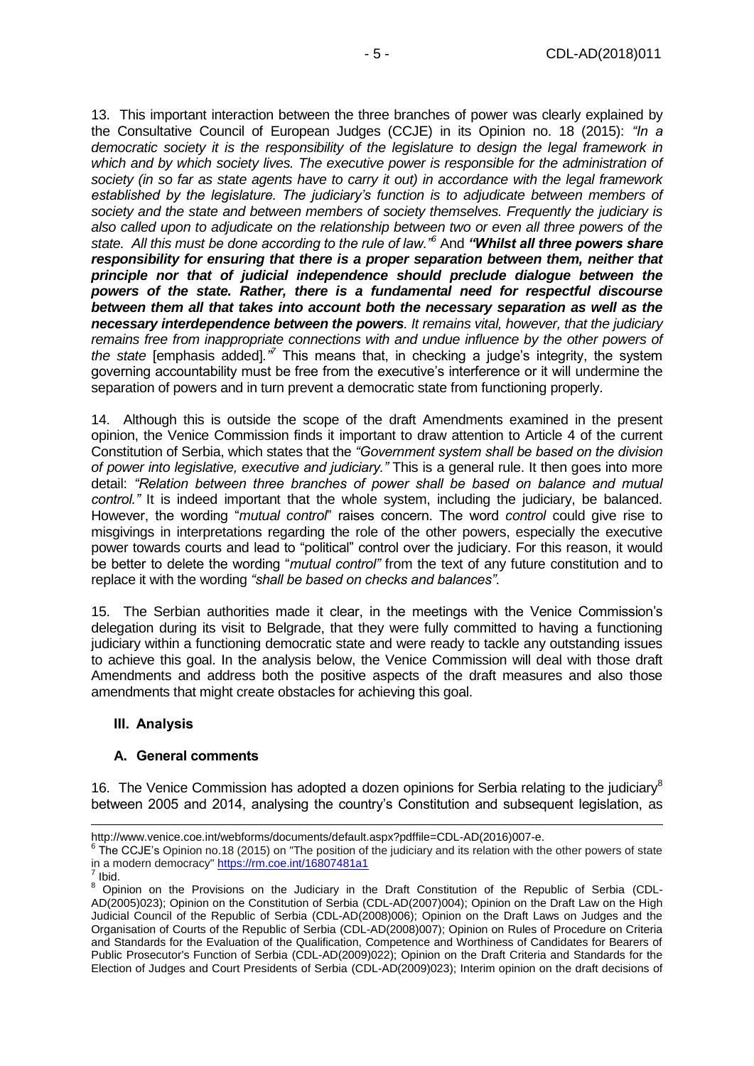13. This important interaction between the three branches of power was clearly explained by the Consultative Council of European Judges (CCJE) in its Opinion no. 18 (2015): *"In a democratic society it is the responsibility of the legislature to design the legal framework in which and by which society lives. The executive power is responsible for the administration of society (in so far as state agents have to carry it out) in accordance with the legal framework established by the legislature. The judiciary's function is to adjudicate between members of society and the state and between members of society themselves. Frequently the judiciary is also called upon to adjudicate on the relationship between two or even all three powers of the state. All this must be done according to the rule of law."*[6] And ***"Whilst all three powers share responsibility for ensuring that there is a proper separation between them, neither that principle nor that of judicial independence should preclude dialogue between the powers of the state. Rather, there is a fundamental need for respectful discourse between them all that takes into account both the necessary separation as well as the necessary interdependence between the powers****. It remains vital, however, that the judiciary remains free from inappropriate connections with and undue influence by the other powers of the state* [emphasis added]*."*[7] This means that, in checking a judge's integrity, the system governing accountability must be free from the executive's interference or it will undermine the separation of powers and in turn prevent a democratic state from functioning properly.

14. Although this is outside the scope of the draft Amendments examined in the present opinion, the Venice Commission finds it important to draw attention to Article 4 of the current Constitution of Serbia, which states that the *"Government system shall be based on the division of power into legislative, executive and judiciary."* This is a general rule. It then goes into more detail: *"Relation between three branches of power shall be based on balance and mutual control."* It is indeed important that the whole system, including the judiciary, be balanced. However, the wording "*mutual control*" raises concern. The word *control* could give rise to misgivings in interpretations regarding the role of the other powers, especially the executive power towards courts and lead to "political" control over the judiciary. For this reason, it would be better to delete the wording "*mutual control"* from the text of any future constitution and to replace it with the wording *"shall be based on checks and balances"*.

15. The Serbian authorities made it clear, in the meetings with the Venice Commission's delegation during its visit to Belgrade, that they were fully committed to having a functioning judiciary within a functioning democratic state and were ready to tackle any outstanding issues to achieve this goal. In the analysis below, the Venice Commission will deal with those draft Amendments and address both the positive aspects of the draft measures and also those amendments that might create obstacles for achieving this goal.

## III. Analysis

### A. General comments

16. The Venice Commission has adopted a dozen opinions for Serbia relating to the judiciary[8] between 2005 and 2014, analysing the country's Constitution and subsequent legislation, as

---

http://www.venice.coe.int/webforms/documents/default.aspx?pdffile=CDL-AD(2016)007-e.

[6] The CCJE's Opinion no.18 (2015) on "The position of the judiciary and its relation with the other powers of state in a modern democracy" https://rm.coe.int/16807481a1

[7] Ibid.

[8] Opinion on the Provisions on the Judiciary in the Draft Constitution of the Republic of Serbia (CDL-AD(2005)023); Opinion on the Constitution of Serbia (CDL-AD(2007)004); Opinion on the Draft Law on the High Judicial Council of the Republic of Serbia (CDL-AD(2008)006); Opinion on the Draft Laws on Judges and the Organisation of Courts of the Republic of Serbia (CDL-AD(2008)007); Opinion on Rules of Procedure on Criteria and Standards for the Evaluation of the Qualification, Competence and Worthiness of Candidates for Bearers of Public Prosecutor's Function of Serbia (CDL-AD(2009)022); Opinion on the Draft Criteria and Standards for the Election of Judges and Court Presidents of Serbia (CDL-AD(2009)023); Interim opinion on the draft decisions of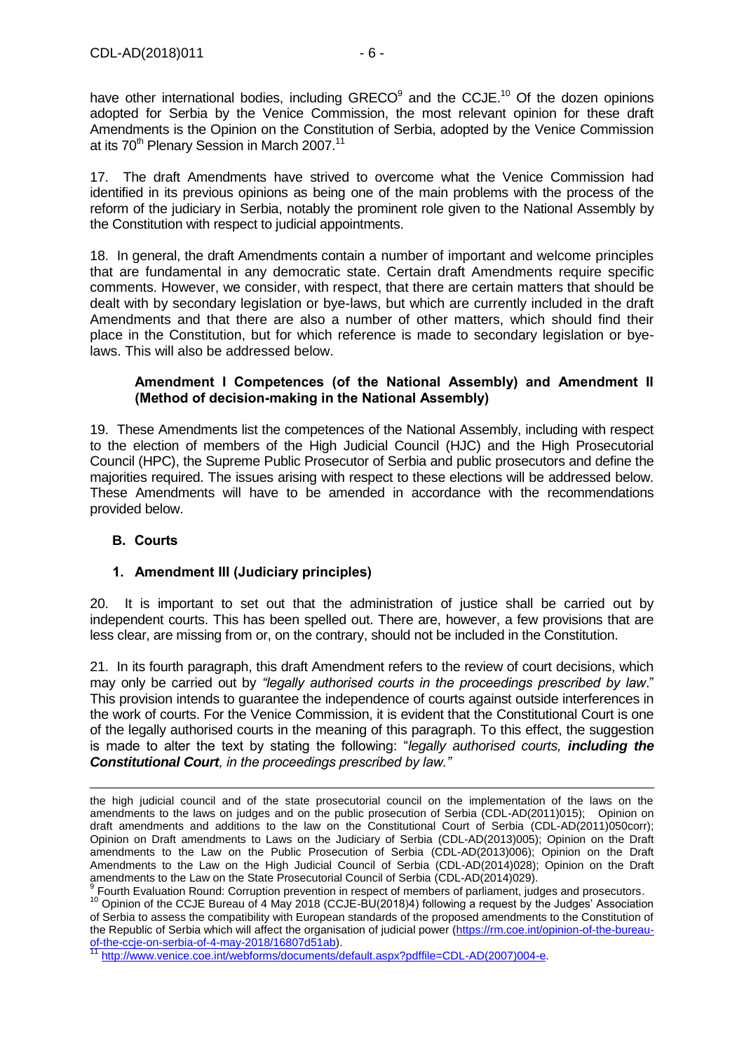have other international bodies, including GRECO[9] and the CCJE.[10] Of the dozen opinions adopted for Serbia by the Venice Commission, the most relevant opinion for these draft Amendments is the Opinion on the Constitution of Serbia, adopted by the Venice Commission at its 70th Plenary Session in March 2007.[11]

17. The draft Amendments have strived to overcome what the Venice Commission had identified in its previous opinions as being one of the main problems with the process of the reform of the judiciary in Serbia, notably the prominent role given to the National Assembly by the Constitution with respect to judicial appointments.

18. In general, the draft Amendments contain a number of important and welcome principles that are fundamental in any democratic state. Certain draft Amendments require specific comments. However, we consider, with respect, that there are certain matters that should be dealt with by secondary legislation or bye-laws, but which are currently included in the draft Amendments and that there are also a number of other matters, which should find their place in the Constitution, but for which reference is made to secondary legislation or bye-laws. This will also be addressed below.

#### Amendment I Competences (of the National Assembly) and Amendment II (Method of decision-making in the National Assembly)

19. These Amendments list the competences of the National Assembly, including with respect to the election of members of the High Judicial Council (HJC) and the High Prosecutorial Council (HPC), the Supreme Public Prosecutor of Serbia and public prosecutors and define the majorities required. The issues arising with respect to these elections will be addressed below. These Amendments will have to be amended in accordance with the recommendations provided below.

### B. Courts

#### 1. Amendment III (Judiciary principles)

20. It is important to set out that the administration of justice shall be carried out by independent courts. This has been spelled out. There are, however, a few provisions that are less clear, are missing from or, on the contrary, should not be included in the Constitution.

21. In its fourth paragraph, this draft Amendment refers to the review of court decisions, which may only be carried out by *"legally authorised courts in the proceedings prescribed by law*." This provision intends to guarantee the independence of courts against outside interferences in the work of courts. For the Venice Commission, it is evident that the Constitutional Court is one of the legally authorised courts in the meaning of this paragraph. To this effect, the suggestion is made to alter the text by stating the following: "*legally authorised courts, **including the Constitutional Court**, in the proceedings prescribed by law."*

---

the high judicial council and of the state prosecutorial council on the implementation of the laws on the amendments to the laws on judges and on the public prosecution of Serbia (CDL-AD(2011)015); Opinion on draft amendments and additions to the law on the Constitutional Court of Serbia (CDL-AD(2011)050corr); Opinion on Draft amendments to Laws on the Judiciary of Serbia (CDL-AD(2013)005); Opinion on the Draft amendments to the Law on the Public Prosecution of Serbia (CDL-AD(2013)006); Opinion on the Draft Amendments to the Law on the High Judicial Council of Serbia (CDL-AD(2014)028); Opinion on the Draft amendments to the Law on the State Prosecutorial Council of Serbia (CDL-AD(2014)029).

[9] Fourth Evaluation Round: Corruption prevention in respect of members of parliament, judges and prosecutors.

[10] Opinion of the CCJE Bureau of 4 May 2018 (CCJE-BU(2018)4) following a request by the Judges' Association of Serbia to assess the compatibility with European standards of the proposed amendments to the Constitution of the Republic of Serbia which will affect the organisation of judicial power (https://rm.coe.int/opinion-of-the-bureau-of-the-ccje-on-serbia-of-4-may-2018/16807d51ab).

[11] http://www.venice.coe.int/webforms/documents/default.aspx?pdffile=CDL-AD(2007)004-e.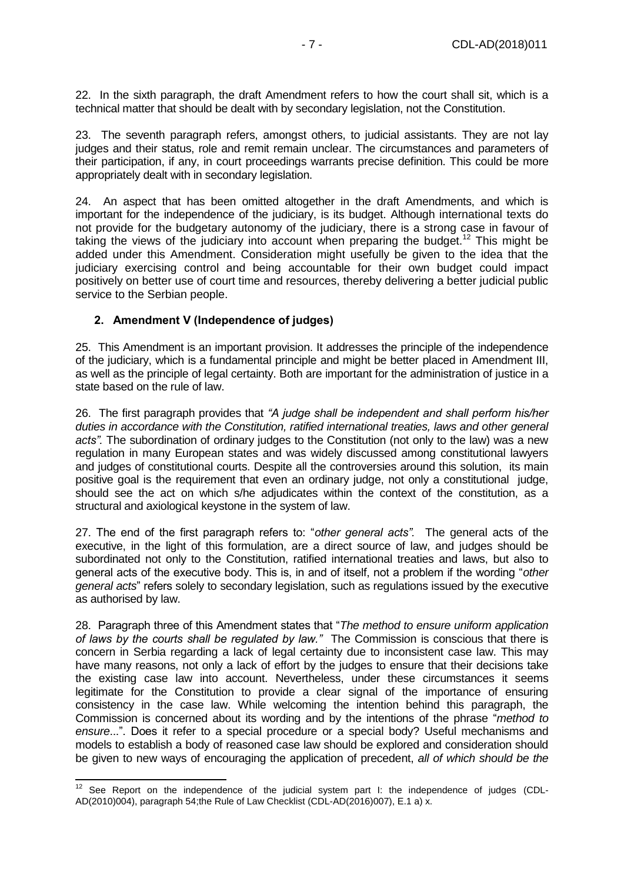22. In the sixth paragraph, the draft Amendment refers to how the court shall sit, which is a technical matter that should be dealt with by secondary legislation, not the Constitution.

23. The seventh paragraph refers, amongst others, to judicial assistants. They are not lay judges and their status, role and remit remain unclear. The circumstances and parameters of their participation, if any, in court proceedings warrants precise definition. This could be more appropriately dealt with in secondary legislation.

24. An aspect that has been omitted altogether in the draft Amendments, and which is important for the independence of the judiciary, is its budget. Although international texts do not provide for the budgetary autonomy of the judiciary, there is a strong case in favour of taking the views of the judiciary into account when preparing the budget.[12] This might be added under this Amendment. Consideration might usefully be given to the idea that the judiciary exercising control and being accountable for their own budget could impact positively on better use of court time and resources, thereby delivering a better judicial public service to the Serbian people.

### 2. Amendment V (Independence of judges)

25. This Amendment is an important provision. It addresses the principle of the independence of the judiciary, which is a fundamental principle and might be better placed in Amendment III, as well as the principle of legal certainty. Both are important for the administration of justice in a state based on the rule of law.

26. The first paragraph provides that *"A judge shall be independent and shall perform his/her duties in accordance with the Constitution, ratified international treaties, laws and other general acts".* The subordination of ordinary judges to the Constitution (not only to the law) was a new regulation in many European states and was widely discussed among constitutional lawyers and judges of constitutional courts. Despite all the controversies around this solution, its main positive goal is the requirement that even an ordinary judge, not only a constitutional judge, should see the act on which s/he adjudicates within the context of the constitution, as a structural and axiological keystone in the system of law.

27. The end of the first paragraph refers to: "*other general acts".* The general acts of the executive, in the light of this formulation, are a direct source of law, and judges should be subordinated not only to the Constitution, ratified international treaties and laws, but also to general acts of the executive body. This is, in and of itself, not a problem if the wording "*other general acts*" refers solely to secondary legislation, such as regulations issued by the executive as authorised by law.

28. Paragraph three of this Amendment states that "*The method to ensure uniform application of laws by the courts shall be regulated by law."* The Commission is conscious that there is concern in Serbia regarding a lack of legal certainty due to inconsistent case law. This may have many reasons, not only a lack of effort by the judges to ensure that their decisions take the existing case law into account. Nevertheless, under these circumstances it seems legitimate for the Constitution to provide a clear signal of the importance of ensuring consistency in the case law. While welcoming the intention behind this paragraph, the Commission is concerned about its wording and by the intentions of the phrase "*method to ensure*...". Does it refer to a special procedure or a special body? Useful mechanisms and models to establish a body of reasoned case law should be explored and consideration should be given to new ways of encouraging the application of precedent, *all of which should be the*

---

[12] See Report on the independence of the judicial system part I: the independence of judges (CDL-AD(2010)004), paragraph 54;the Rule of Law Checklist (CDL-AD(2016)007), E.1 a) x.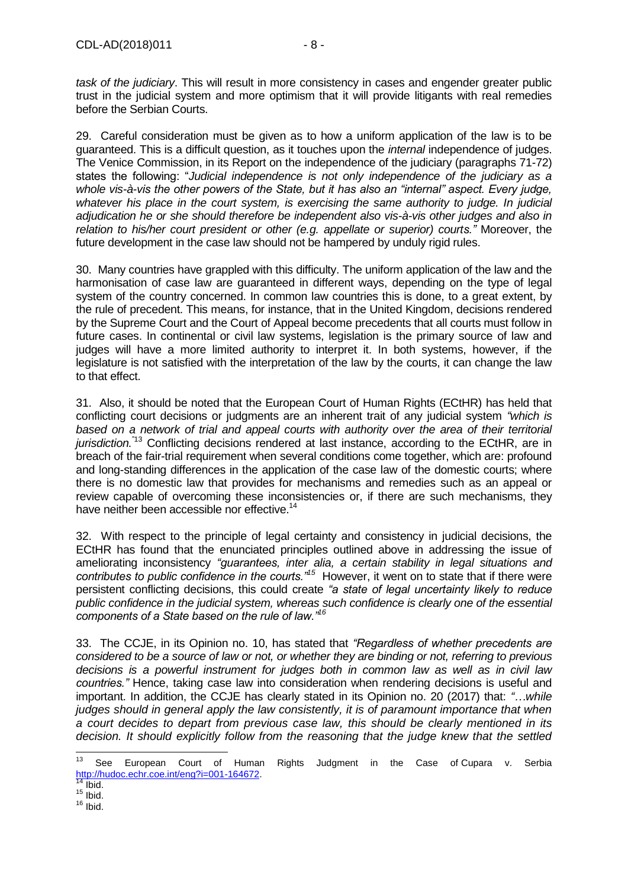*task of the judiciary*. This will result in more consistency in cases and engender greater public trust in the judicial system and more optimism that it will provide litigants with real remedies before the Serbian Courts.

29. Careful consideration must be given as to how a uniform application of the law is to be guaranteed. This is a difficult question, as it touches upon the *internal* independence of judges. The Venice Commission, in its Report on the independence of the judiciary (paragraphs 71-72) states the following: "*Judicial independence is not only independence of the judiciary as a whole vis-à-vis the other powers of the State, but it has also an "internal" aspect. Every judge, whatever his place in the court system, is exercising the same authority to judge. In judicial adjudication he or she should therefore be independent also vis-à-vis other judges and also in relation to his/her court president or other (e.g. appellate or superior) courts."* Moreover, the future development in the case law should not be hampered by unduly rigid rules.

30. Many countries have grappled with this difficulty. The uniform application of the law and the harmonisation of case law are guaranteed in different ways, depending on the type of legal system of the country concerned. In common law countries this is done, to a great extent, by the rule of precedent. This means, for instance, that in the United Kingdom, decisions rendered by the Supreme Court and the Court of Appeal become precedents that all courts must follow in future cases. In continental or civil law systems, legislation is the primary source of law and judges will have a more limited authority to interpret it. In both systems, however, if the legislature is not satisfied with the interpretation of the law by the courts, it can change the law to that effect.

31. Also, it should be noted that the European Court of Human Rights (ECtHR) has held that conflicting court decisions or judgments are an inherent trait of any judicial system *"which is based on a network of trial and appeal courts with authority over the area of their territorial jurisdiction."*[13] Conflicting decisions rendered at last instance, according to the ECtHR, are in breach of the fair-trial requirement when several conditions come together, which are: profound and long-standing differences in the application of the case law of the domestic courts; where there is no domestic law that provides for mechanisms and remedies such as an appeal or review capable of overcoming these inconsistencies or, if there are such mechanisms, they have neither been accessible nor effective.[14]

32. With respect to the principle of legal certainty and consistency in judicial decisions, the ECtHR has found that the enunciated principles outlined above in addressing the issue of ameliorating inconsistency *"guarantees, inter alia, a certain stability in legal situations and contributes to public confidence in the courts."*[15] However, it went on to state that if there were persistent conflicting decisions, this could create *"a state of legal uncertainty likely to reduce public confidence in the judicial system, whereas such confidence is clearly one of the essential components of a State based on the rule of law."*[16]

33. The CCJE, in its Opinion no. 10, has stated that *"Regardless of whether precedents are considered to be a source of law or not, or whether they are binding or not, referring to previous decisions is a powerful instrument for judges both in common law as well as in civil law countries."* Hence, taking case law into consideration when rendering decisions is useful and important. In addition, the CCJE has clearly stated in its Opinion no. 20 (2017) that: *"…while judges should in general apply the law consistently, it is of paramount importance that when a court decides to depart from previous case law, this should be clearly mentioned in its decision. It should explicitly follow from the reasoning that the judge knew that the settled*

---

[13] See European Court of Human Rights Judgment in the Case of Cupara v. Serbia http://hudoc.echr.coe.int/eng?i=001-164672.

[14] Ibid.

[15] Ibid.

[16] Ibid.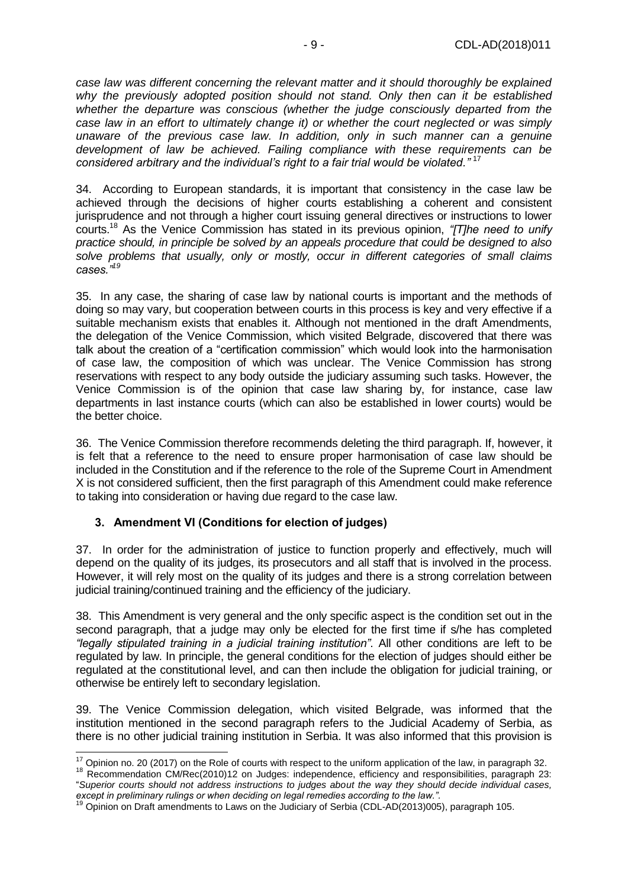*case law was different concerning the relevant matter and it should thoroughly be explained why the previously adopted position should not stand. Only then can it be established whether the departure was conscious (whether the judge consciously departed from the case law in an effort to ultimately change it) or whether the court neglected or was simply unaware of the previous case law. In addition, only in such manner can a genuine development of law be achieved. Failing compliance with these requirements can be considered arbitrary and the individual's right to a fair trial would be violated."* [17]

34. According to European standards, it is important that consistency in the case law be achieved through the decisions of higher courts establishing a coherent and consistent jurisprudence and not through a higher court issuing general directives or instructions to lower courts.[18] As the Venice Commission has stated in its previous opinion, *"[T]he need to unify practice should, in principle be solved by an appeals procedure that could be designed to also solve problems that usually, only or mostly, occur in different categories of small claims cases."*[19]

35. In any case, the sharing of case law by national courts is important and the methods of doing so may vary, but cooperation between courts in this process is key and very effective if a suitable mechanism exists that enables it. Although not mentioned in the draft Amendments, the delegation of the Venice Commission, which visited Belgrade, discovered that there was talk about the creation of a "certification commission" which would look into the harmonisation of case law, the composition of which was unclear. The Venice Commission has strong reservations with respect to any body outside the judiciary assuming such tasks. However, the Venice Commission is of the opinion that case law sharing by, for instance, case law departments in last instance courts (which can also be established in lower courts) would be the better choice.

36. The Venice Commission therefore recommends deleting the third paragraph. If, however, it is felt that a reference to the need to ensure proper harmonisation of case law should be included in the Constitution and if the reference to the role of the Supreme Court in Amendment X is not considered sufficient, then the first paragraph of this Amendment could make reference to taking into consideration or having due regard to the case law.

### 3. Amendment VI (Conditions for election of judges)

37. In order for the administration of justice to function properly and effectively, much will depend on the quality of its judges, its prosecutors and all staff that is involved in the process. However, it will rely most on the quality of its judges and there is a strong correlation between judicial training/continued training and the efficiency of the judiciary.

38. This Amendment is very general and the only specific aspect is the condition set out in the second paragraph, that a judge may only be elected for the first time if s/he has completed *"legally stipulated training in a judicial training institution"*. All other conditions are left to be regulated by law. In principle, the general conditions for the election of judges should either be regulated at the constitutional level, and can then include the obligation for judicial training, or otherwise be entirely left to secondary legislation.

39. The Venice Commission delegation, which visited Belgrade, was informed that the institution mentioned in the second paragraph refers to the Judicial Academy of Serbia, as there is no other judicial training institution in Serbia. It was also informed that this provision is

---

[17] Opinion no. 20 (2017) on the Role of courts with respect to the uniform application of the law, in paragraph 32.

[18] Recommendation CM/Rec(2010)12 on Judges: independence, efficiency and responsibilities, paragraph 23: "*Superior courts should not address instructions to judges about the way they should decide individual cases, except in preliminary rulings or when deciding on legal remedies according to the law.*".

[19] Opinion on Draft amendments to Laws on the Judiciary of Serbia (CDL-AD(2013)005), paragraph 105.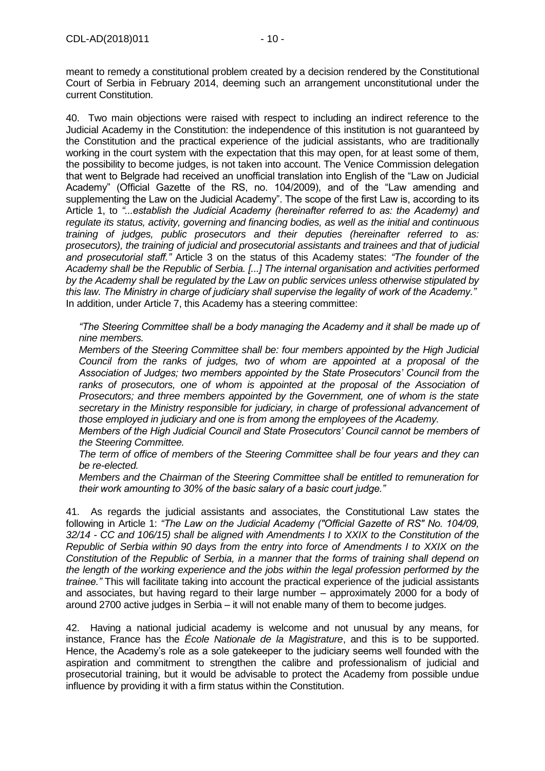meant to remedy a constitutional problem created by a decision rendered by the Constitutional Court of Serbia in February 2014, deeming such an arrangement unconstitutional under the current Constitution.

40. Two main objections were raised with respect to including an indirect reference to the Judicial Academy in the Constitution: the independence of this institution is not guaranteed by the Constitution and the practical experience of the judicial assistants, who are traditionally working in the court system with the expectation that this may open, for at least some of them, the possibility to become judges, is not taken into account. The Venice Commission delegation that went to Belgrade had received an unofficial translation into English of the "Law on Judicial Academy" (Official Gazette of the RS, no. 104/2009), and of the "Law amending and supplementing the Law on the Judicial Academy". The scope of the first Law is, according to its Article 1, to *"...establish the Judicial Academy (hereinafter referred to as: the Academy) and regulate its status, activity, governing and financing bodies, as well as the initial and continuous training of judges, public prosecutors and their deputies (hereinafter referred to as: prosecutors), the training of judicial and prosecutorial assistants and trainees and that of judicial and prosecutorial staff."* Article 3 on the status of this Academy states: *"The founder of the Academy shall be the Republic of Serbia. [...] The internal organisation and activities performed by the Academy shall be regulated by the Law on public services unless otherwise stipulated by this law. The Ministry in charge of judiciary shall supervise the legality of work of the Academy."* In addition, under Article 7, this Academy has a steering committee:

> *"The Steering Committee shall be a body managing the Academy and it shall be made up of nine members.*
>
> *Members of the Steering Committee shall be: four members appointed by the High Judicial Council from the ranks of judges, two of whom are appointed at a proposal of the Association of Judges; two members appointed by the State Prosecutors' Council from the ranks of prosecutors, one of whom is appointed at the proposal of the Association of Prosecutors; and three members appointed by the Government, one of whom is the state secretary in the Ministry responsible for judiciary, in charge of professional advancement of those employed in judiciary and one is from among the employees of the Academy.*
>
> *Members of the High Judicial Council and State Prosecutors' Council cannot be members of the Steering Committee.*
>
> *The term of office of members of the Steering Committee shall be four years and they can be re-elected.*
>
> *Members and the Chairman of the Steering Committee shall be entitled to remuneration for their work amounting to 30% of the basic salary of a basic court judge."*

41. As regards the judicial assistants and associates, the Constitutional Law states the following in Article 1: *"The Law on the Judicial Academy ("Official Gazette of RS" No. 104/09, 32/14 - CC and 106/15) shall be aligned with Amendments I to XXIX to the Constitution of the Republic of Serbia within 90 days from the entry into force of Amendments I to XXIX on the Constitution of the Republic of Serbia, in a manner that the forms of training shall depend on the length of the working experience and the jobs within the legal profession performed by the trainee."* This will facilitate taking into account the practical experience of the judicial assistants and associates, but having regard to their large number – approximately 2000 for a body of around 2700 active judges in Serbia – it will not enable many of them to become judges.

42. Having a national judicial academy is welcome and not unusual by any means, for instance, France has the *École Nationale de la Magistrature*, and this is to be supported. Hence, the Academy's role as a sole gatekeeper to the judiciary seems well founded with the aspiration and commitment to strengthen the calibre and professionalism of judicial and prosecutorial training, but it would be advisable to protect the Academy from possible undue influence by providing it with a firm status within the Constitution.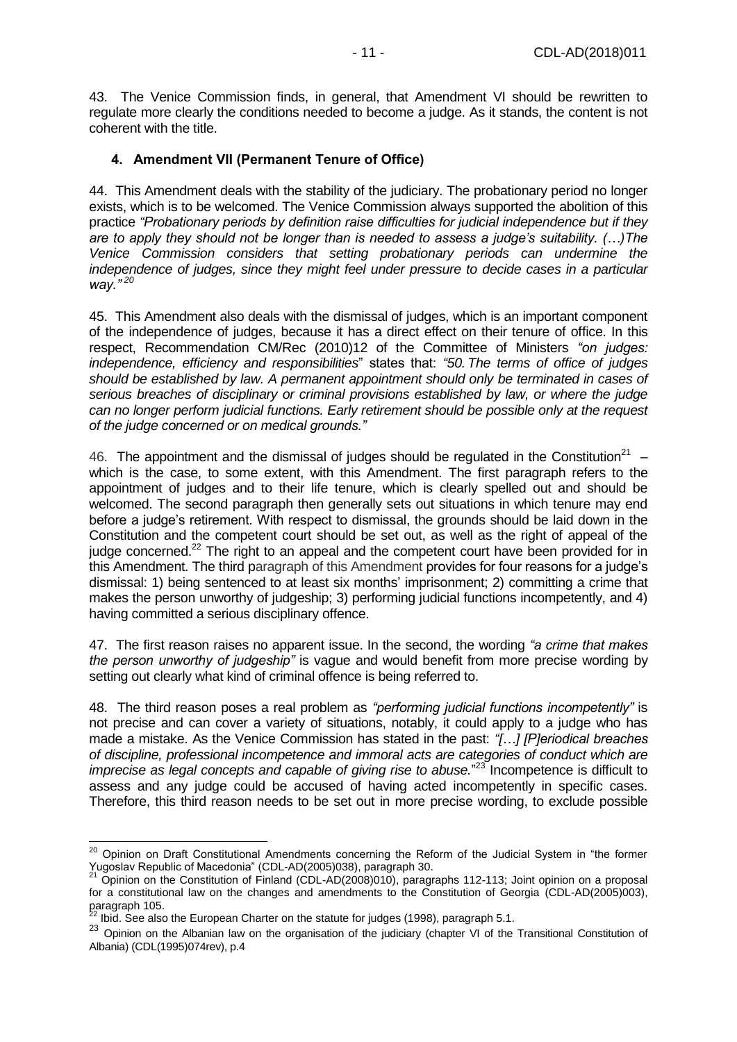43. The Venice Commission finds, in general, that Amendment VI should be rewritten to regulate more clearly the conditions needed to become a judge. As it stands, the content is not coherent with the title.

### 4. Amendment VII (Permanent Tenure of Office)

44. This Amendment deals with the stability of the judiciary. The probationary period no longer exists, which is to be welcomed. The Venice Commission always supported the abolition of this practice *"Probationary periods by definition raise difficulties for judicial independence but if they are to apply they should not be longer than is needed to assess a judge's suitability. (…)The Venice Commission considers that setting probationary periods can undermine the independence of judges, since they might feel under pressure to decide cases in a particular way."* [20]

45. This Amendment also deals with the dismissal of judges, which is an important component of the independence of judges, because it has a direct effect on their tenure of office. In this respect, Recommendation CM/Rec (2010)12 of the Committee of Ministers *"on judges: independence, efficiency and responsibilities"* states that: *"50. The terms of office of judges should be established by law. A permanent appointment should only be terminated in cases of serious breaches of disciplinary or criminal provisions established by law, or where the judge can no longer perform judicial functions. Early retirement should be possible only at the request of the judge concerned or on medical grounds."*

46. The appointment and the dismissal of judges should be regulated in the Constitution[21] – which is the case, to some extent, with this Amendment. The first paragraph refers to the appointment of judges and to their life tenure, which is clearly spelled out and should be welcomed. The second paragraph then generally sets out situations in which tenure may end before a judge's retirement. With respect to dismissal, the grounds should be laid down in the Constitution and the competent court should be set out, as well as the right of appeal of the judge concerned.[22] The right to an appeal and the competent court have been provided for in this Amendment. The third paragraph of this Amendment provides for four reasons for a judge's dismissal: 1) being sentenced to at least six months' imprisonment; 2) committing a crime that makes the person unworthy of judgeship; 3) performing judicial functions incompetently, and 4) having committed a serious disciplinary offence.

47. The first reason raises no apparent issue. In the second, the wording *"a crime that makes the person unworthy of judgeship"* is vague and would benefit from more precise wording by setting out clearly what kind of criminal offence is being referred to.

48. The third reason poses a real problem as *"performing judicial functions incompetently"* is not precise and can cover a variety of situations, notably, it could apply to a judge who has made a mistake. As the Venice Commission has stated in the past: *"[…] [P]eriodical breaches of discipline, professional incompetence and immoral acts are categories of conduct which are imprecise as legal concepts and capable of giving rise to abuse."*[23] Incompetence is difficult to assess and any judge could be accused of having acted incompetently in specific cases. Therefore, this third reason needs to be set out in more precise wording, to exclude possible

---

[20] Opinion on Draft Constitutional Amendments concerning the Reform of the Judicial System in "the former Yugoslav Republic of Macedonia" (CDL-AD(2005)038), paragraph 30.

[21] Opinion on the Constitution of Finland (CDL-AD(2008)010), paragraphs 112-113; Joint opinion on a proposal for a constitutional law on the changes and amendments to the Constitution of Georgia (CDL-AD(2005)003), paragraph 105.

[22] Ibid. See also the European Charter on the statute for judges (1998), paragraph 5.1.

[23] Opinion on the Albanian law on the organisation of the judiciary (chapter VI of the Transitional Constitution of Albania) (CDL(1995)074rev), p.4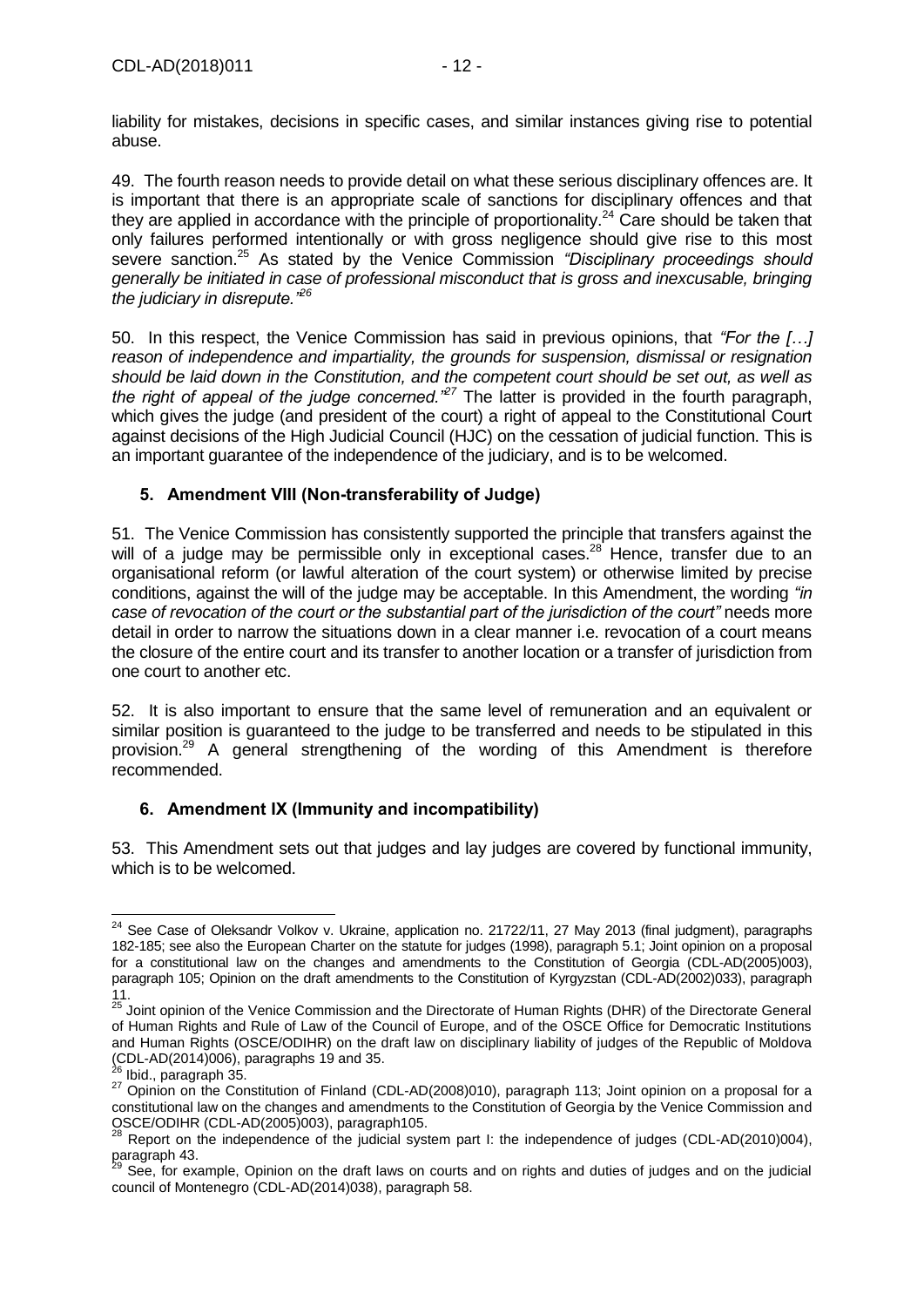liability for mistakes, decisions in specific cases, and similar instances giving rise to potential abuse.

49. The fourth reason needs to provide detail on what these serious disciplinary offences are. It is important that there is an appropriate scale of sanctions for disciplinary offences and that they are applied in accordance with the principle of proportionality.[24] Care should be taken that only failures performed intentionally or with gross negligence should give rise to this most severe sanction.[25] As stated by the Venice Commission *"Disciplinary proceedings should generally be initiated in case of professional misconduct that is gross and inexcusable, bringing the judiciary in disrepute."*[26]

50. In this respect, the Venice Commission has said in previous opinions, that *"For the […] reason of independence and impartiality, the grounds for suspension, dismissal or resignation should be laid down in the Constitution, and the competent court should be set out, as well as the right of appeal of the judge concerned."*[27] The latter is provided in the fourth paragraph, which gives the judge (and president of the court) a right of appeal to the Constitutional Court against decisions of the High Judicial Council (HJC) on the cessation of judicial function. This is an important guarantee of the independence of the judiciary, and is to be welcomed.

### 5. Amendment VIII (Non-transferability of Judge)

51. The Venice Commission has consistently supported the principle that transfers against the will of a judge may be permissible only in exceptional cases.[28] Hence, transfer due to an organisational reform (or lawful alteration of the court system) or otherwise limited by precise conditions, against the will of the judge may be acceptable. In this Amendment, the wording *"in case of revocation of the court or the substantial part of the jurisdiction of the court"* needs more detail in order to narrow the situations down in a clear manner i.e. revocation of a court means the closure of the entire court and its transfer to another location or a transfer of jurisdiction from one court to another etc.

52. It is also important to ensure that the same level of remuneration and an equivalent or similar position is guaranteed to the judge to be transferred and needs to be stipulated in this provision.[29] A general strengthening of the wording of this Amendment is therefore recommended.

### 6. Amendment IX (Immunity and incompatibility)

53. This Amendment sets out that judges and lay judges are covered by functional immunity, which is to be welcomed.

---

[24] See Case of Oleksandr Volkov v. Ukraine, application no. 21722/11, 27 May 2013 (final judgment), paragraphs 182-185; see also the European Charter on the statute for judges (1998), paragraph 5.1; Joint opinion on a proposal for a constitutional law on the changes and amendments to the Constitution of Georgia (CDL-AD(2005)003), paragraph 105; Opinion on the draft amendments to the Constitution of Kyrgyzstan (CDL-AD(2002)033), paragraph 11.

[25] Joint opinion of the Venice Commission and the Directorate of Human Rights (DHR) of the Directorate General of Human Rights and Rule of Law of the Council of Europe, and of the OSCE Office for Democratic Institutions and Human Rights (OSCE/ODIHR) on the draft law on disciplinary liability of judges of the Republic of Moldova (CDL-AD(2014)006), paragraphs 19 and 35.

[26] Ibid., paragraph 35.

[27] Opinion on the Constitution of Finland (CDL-AD(2008)010), paragraph 113; Joint opinion on a proposal for a constitutional law on the changes and amendments to the Constitution of Georgia by the Venice Commission and OSCE/ODIHR (CDL-AD(2005)003), paragraph105.

[28] Report on the independence of the judicial system part I: the independence of judges (CDL-AD(2010)004), paragraph 43.

[29] See, for example, Opinion on the draft laws on courts and on rights and duties of judges and on the judicial council of Montenegro (CDL-AD(2014)038), paragraph 58.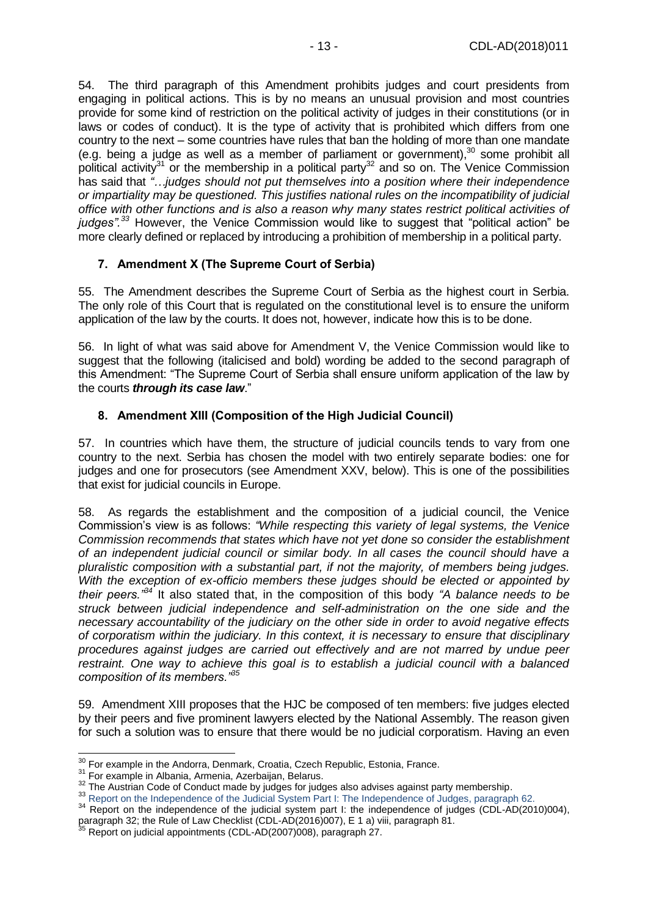54. The third paragraph of this Amendment prohibits judges and court presidents from engaging in political actions. This is by no means an unusual provision and most countries provide for some kind of restriction on the political activity of judges in their constitutions (or in laws or codes of conduct). It is the type of activity that is prohibited which differs from one country to the next – some countries have rules that ban the holding of more than one mandate (e.g. being a judge as well as a member of parliament or government),[30] some prohibit all political activity[31] or the membership in a political party[32] and so on. The Venice Commission has said that *"…judges should not put themselves into a position where their independence or impartiality may be questioned. This justifies national rules on the incompatibility of judicial office with other functions and is also a reason why many states restrict political activities of judges".*[33] However, the Venice Commission would like to suggest that "political action" be more clearly defined or replaced by introducing a prohibition of membership in a political party.

### 7. Amendment X (The Supreme Court of Serbia)

55. The Amendment describes the Supreme Court of Serbia as the highest court in Serbia. The only role of this Court that is regulated on the constitutional level is to ensure the uniform application of the law by the courts. It does not, however, indicate how this is to be done.

56. In light of what was said above for Amendment V, the Venice Commission would like to suggest that the following (italicised and bold) wording be added to the second paragraph of this Amendment: "The Supreme Court of Serbia shall ensure uniform application of the law by the courts ***through its case law***."

### 8. Amendment XIII (Composition of the High Judicial Council)

57. In countries which have them, the structure of judicial councils tends to vary from one country to the next. Serbia has chosen the model with two entirely separate bodies: one for judges and one for prosecutors (see Amendment XXV, below). This is one of the possibilities that exist for judicial councils in Europe.

58. As regards the establishment and the composition of a judicial council, the Venice Commission's view is as follows: *"While respecting this variety of legal systems, the Venice Commission recommends that states which have not yet done so consider the establishment of an independent judicial council or similar body. In all cases the council should have a pluralistic composition with a substantial part, if not the majority, of members being judges. With the exception of ex-officio members these judges should be elected or appointed by their peers."*[34] It also stated that, in the composition of this body *"A balance needs to be struck between judicial independence and self-administration on the one side and the necessary accountability of the judiciary on the other side in order to avoid negative effects of corporatism within the judiciary. In this context, it is necessary to ensure that disciplinary procedures against judges are carried out effectively and are not marred by undue peer restraint. One way to achieve this goal is to establish a judicial council with a balanced composition of its members."*[35]

59. Amendment XIII proposes that the HJC be composed of ten members: five judges elected by their peers and five prominent lawyers elected by the National Assembly. The reason given for such a solution was to ensure that there would be no judicial corporatism. Having an even

---

[30] For example in the Andorra, Denmark, Croatia, Czech Republic, Estonia, France.

[31] For example in Albania, Armenia, Azerbaijan, Belarus.

[32] The Austrian Code of Conduct made by judges for judges also advises against party membership.

[33] Report on the Independence of the Judicial System Part I: The Independence of Judges, paragraph 62.

[34] Report on the independence of the judicial system part I: the independence of judges (CDL-AD(2010)004), paragraph 32; the Rule of Law Checklist (CDL-AD(2016)007), E 1 a) viii, paragraph 81.

[35] Report on judicial appointments (CDL-AD(2007)008), paragraph 27.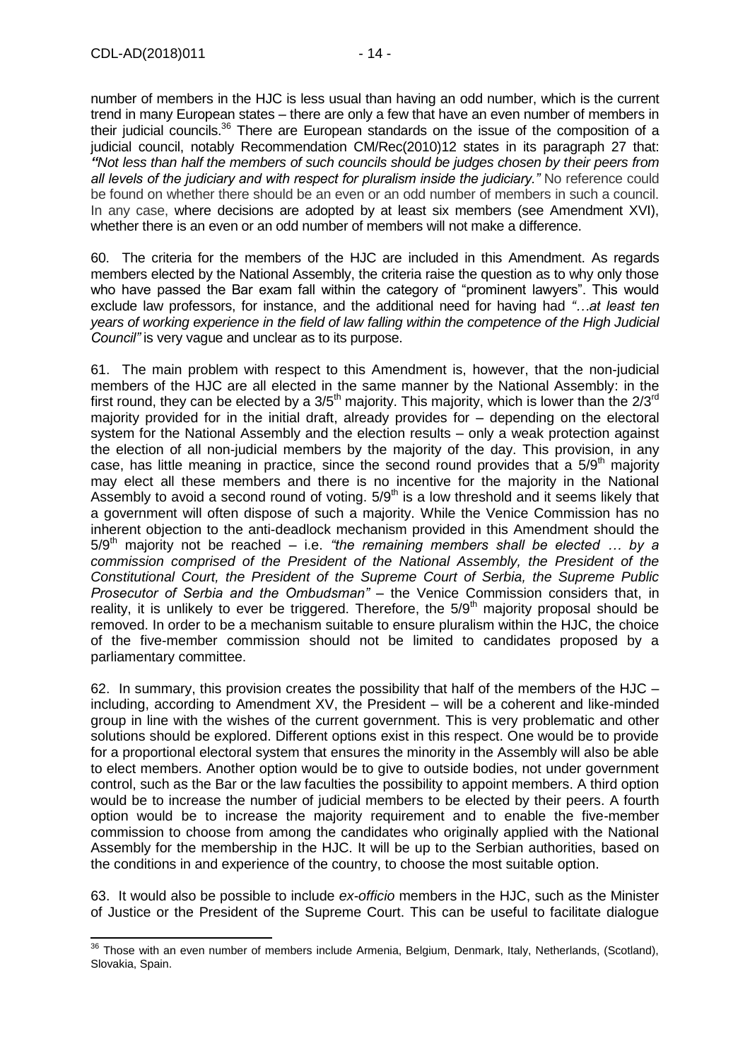number of members in the HJC is less usual than having an odd number, which is the current trend in many European states – there are only a few that have an even number of members in their judicial councils.[36] There are European standards on the issue of the composition of a judicial council, notably Recommendation CM/Rec(2010)12 states in its paragraph 27 that: ***"****Not less than half the members of such councils should be judges chosen by their peers from all levels of the judiciary and with respect for pluralism inside the judiciary."* No reference could be found on whether there should be an even or an odd number of members in such a council. In any case, where decisions are adopted by at least six members (see Amendment XVI), whether there is an even or an odd number of members will not make a difference.

60. The criteria for the members of the HJC are included in this Amendment. As regards members elected by the National Assembly, the criteria raise the question as to why only those who have passed the Bar exam fall within the category of "prominent lawyers". This would exclude law professors, for instance, and the additional need for having had *"…at least ten years of working experience in the field of law falling within the competence of the High Judicial Council"* is very vague and unclear as to its purpose.

61. The main problem with respect to this Amendment is, however, that the non-judicial members of the HJC are all elected in the same manner by the National Assembly: in the first round, they can be elected by a 3/5th majority. This majority, which is lower than the 2/3rd majority provided for in the initial draft, already provides for – depending on the electoral system for the National Assembly and the election results – only a weak protection against the election of all non-judicial members by the majority of the day. This provision, in any case, has little meaning in practice, since the second round provides that a 5/9th majority may elect all these members and there is no incentive for the majority in the National Assembly to avoid a second round of voting. 5/9th is a low threshold and it seems likely that a government will often dispose of such a majority. While the Venice Commission has no inherent objection to the anti-deadlock mechanism provided in this Amendment should the 5/9th majority not be reached – i.e. *"the remaining members shall be elected … by a commission comprised of the President of the National Assembly, the President of the Constitutional Court, the President of the Supreme Court of Serbia, the Supreme Public Prosecutor of Serbia and the Ombudsman"* – the Venice Commission considers that, in reality, it is unlikely to ever be triggered. Therefore, the 5/9th majority proposal should be removed. In order to be a mechanism suitable to ensure pluralism within the HJC, the choice of the five-member commission should not be limited to candidates proposed by a parliamentary committee.

62. In summary, this provision creates the possibility that half of the members of the HJC – including, according to Amendment XV, the President – will be a coherent and like-minded group in line with the wishes of the current government. This is very problematic and other solutions should be explored. Different options exist in this respect. One would be to provide for a proportional electoral system that ensures the minority in the Assembly will also be able to elect members. Another option would be to give to outside bodies, not under government control, such as the Bar or the law faculties the possibility to appoint members. A third option would be to increase the number of judicial members to be elected by their peers. A fourth option would be to increase the majority requirement and to enable the five-member commission to choose from among the candidates who originally applied with the National Assembly for the membership in the HJC. It will be up to the Serbian authorities, based on the conditions in and experience of the country, to choose the most suitable option.

63. It would also be possible to include *ex-officio* members in the HJC, such as the Minister of Justice or the President of the Supreme Court. This can be useful to facilitate dialogue

[36] Those with an even number of members include Armenia, Belgium, Denmark, Italy, Netherlands, (Scotland), Slovakia, Spain.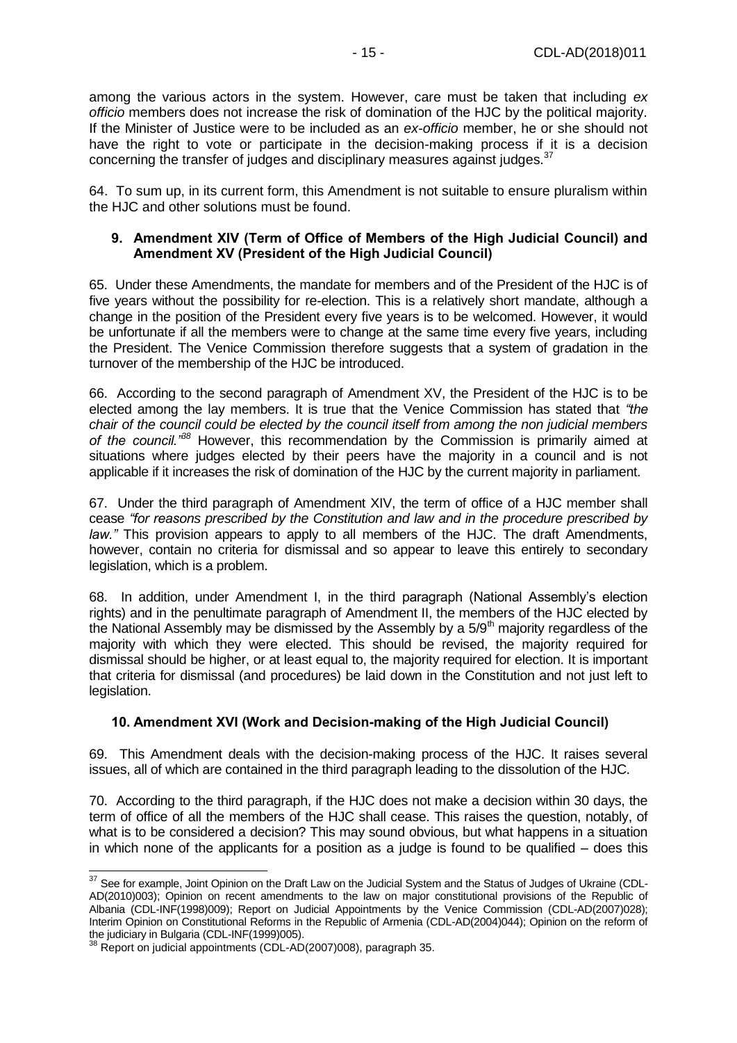among the various actors in the system. However, care must be taken that including *ex officio* members does not increase the risk of domination of the HJC by the political majority. If the Minister of Justice were to be included as an *ex-officio* member, he or she should not have the right to vote or participate in the decision-making process if it is a decision concerning the transfer of judges and disciplinary measures against judges.[37]

64. To sum up, in its current form, this Amendment is not suitable to ensure pluralism within the HJC and other solutions must be found.

### 9. Amendment XIV (Term of Office of Members of the High Judicial Council) and Amendment XV (President of the High Judicial Council)

65. Under these Amendments, the mandate for members and of the President of the HJC is of five years without the possibility for re-election. This is a relatively short mandate, although a change in the position of the President every five years is to be welcomed. However, it would be unfortunate if all the members were to change at the same time every five years, including the President. The Venice Commission therefore suggests that a system of gradation in the turnover of the membership of the HJC be introduced.

66. According to the second paragraph of Amendment XV, the President of the HJC is to be elected among the lay members. It is true that the Venice Commission has stated that *"the chair of the council could be elected by the council itself from among the non judicial members of the council."*[38] However, this recommendation by the Commission is primarily aimed at situations where judges elected by their peers have the majority in a council and is not applicable if it increases the risk of domination of the HJC by the current majority in parliament.

67. Under the third paragraph of Amendment XIV, the term of office of a HJC member shall cease *"for reasons prescribed by the Constitution and law and in the procedure prescribed by law."* This provision appears to apply to all members of the HJC. The draft Amendments, however, contain no criteria for dismissal and so appear to leave this entirely to secondary legislation, which is a problem.

68. In addition, under Amendment I, in the third paragraph (National Assembly's election rights) and in the penultimate paragraph of Amendment II, the members of the HJC elected by the National Assembly may be dismissed by the Assembly by a 5/9th majority regardless of the majority with which they were elected. This should be revised, the majority required for dismissal should be higher, or at least equal to, the majority required for election. It is important that criteria for dismissal (and procedures) be laid down in the Constitution and not just left to legislation.

### 10. Amendment XVI (Work and Decision-making of the High Judicial Council)

69. This Amendment deals with the decision-making process of the HJC. It raises several issues, all of which are contained in the third paragraph leading to the dissolution of the HJC.

70. According to the third paragraph, if the HJC does not make a decision within 30 days, the term of office of all the members of the HJC shall cease. This raises the question, notably, of what is to be considered a decision? This may sound obvious, but what happens in a situation in which none of the applicants for a position as a judge is found to be qualified – does this

---

[37] See for example, Joint Opinion on the Draft Law on the Judicial System and the Status of Judges of Ukraine (CDL-AD(2010)003); Opinion on recent amendments to the law on major constitutional provisions of the Republic of Albania (CDL-INF(1998)009); Report on Judicial Appointments by the Venice Commission (CDL-AD(2007)028); Interim Opinion on Constitutional Reforms in the Republic of Armenia (CDL-AD(2004)044); Opinion on the reform of the judiciary in Bulgaria (CDL-INF(1999)005).

[38] Report on judicial appointments (CDL-AD(2007)008), paragraph 35.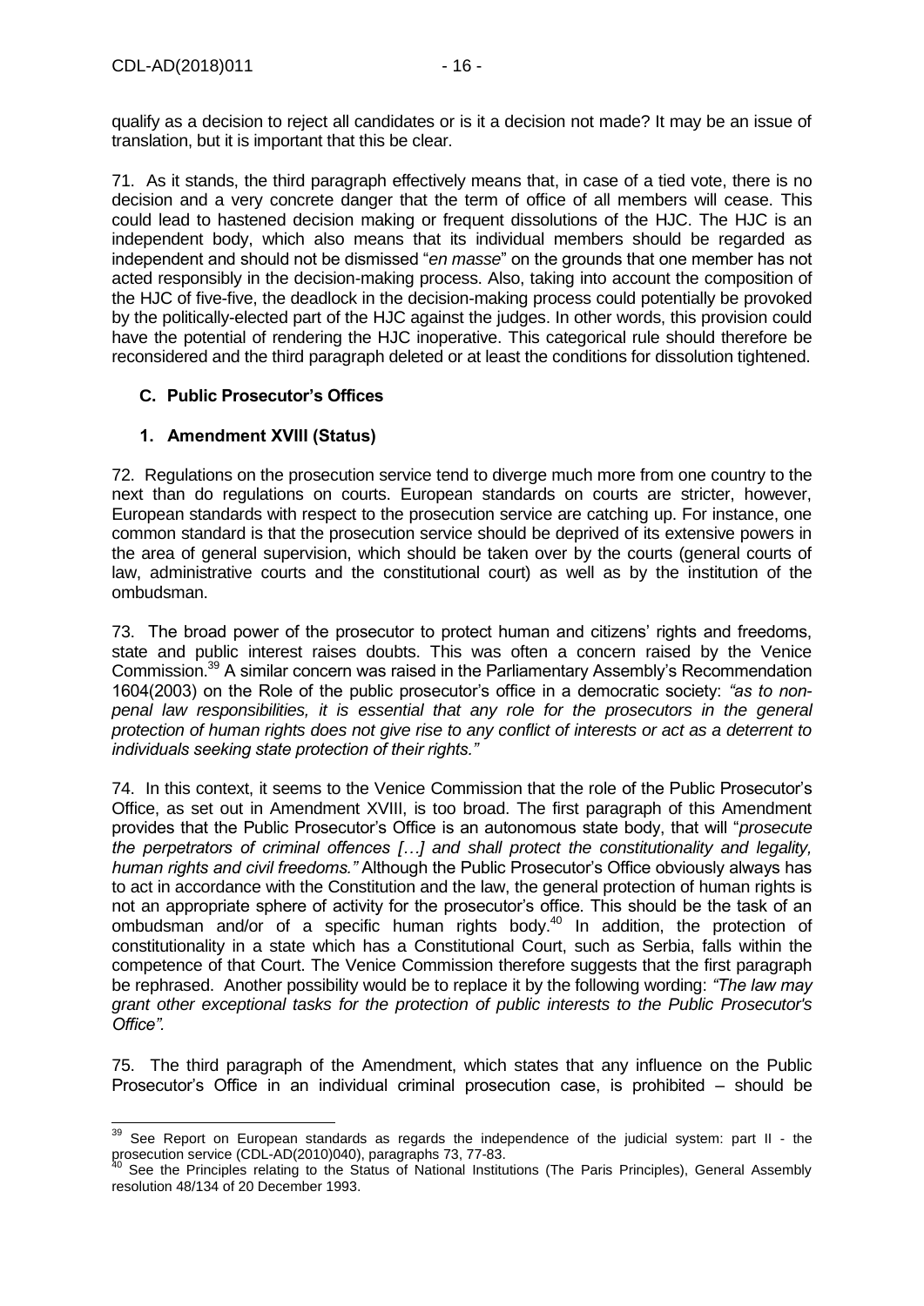qualify as a decision to reject all candidates or is it a decision not made? It may be an issue of translation, but it is important that this be clear.

71. As it stands, the third paragraph effectively means that, in case of a tied vote, there is no decision and a very concrete danger that the term of office of all members will cease. This could lead to hastened decision making or frequent dissolutions of the HJC. The HJC is an independent body, which also means that its individual members should be regarded as independent and should not be dismissed "*en masse*" on the grounds that one member has not acted responsibly in the decision-making process. Also, taking into account the composition of the HJC of five-five, the deadlock in the decision-making process could potentially be provoked by the politically-elected part of the HJC against the judges. In other words, this provision could have the potential of rendering the HJC inoperative. This categorical rule should therefore be reconsidered and the third paragraph deleted or at least the conditions for dissolution tightened.

### C. Public Prosecutor's Offices

#### 1. Amendment XVIII (Status)

72. Regulations on the prosecution service tend to diverge much more from one country to the next than do regulations on courts. European standards on courts are stricter, however, European standards with respect to the prosecution service are catching up. For instance, one common standard is that the prosecution service should be deprived of its extensive powers in the area of general supervision, which should be taken over by the courts (general courts of law, administrative courts and the constitutional court) as well as by the institution of the ombudsman.

73. The broad power of the prosecutor to protect human and citizens' rights and freedoms, state and public interest raises doubts. This was often a concern raised by the Venice Commission.[39] A similar concern was raised in the Parliamentary Assembly's Recommendation 1604(2003) on the Role of the public prosecutor's office in a democratic society: *"as to non-penal law responsibilities, it is essential that any role for the prosecutors in the general protection of human rights does not give rise to any conflict of interests or act as a deterrent to individuals seeking state protection of their rights."*

74. In this context, it seems to the Venice Commission that the role of the Public Prosecutor's Office, as set out in Amendment XVIII, is too broad. The first paragraph of this Amendment provides that the Public Prosecutor's Office is an autonomous state body, that will "*prosecute the perpetrators of criminal offences […] and shall protect the constitutionality and legality, human rights and civil freedoms."* Although the Public Prosecutor's Office obviously always has to act in accordance with the Constitution and the law, the general protection of human rights is not an appropriate sphere of activity for the prosecutor's office. This should be the task of an ombudsman and/or of a specific human rights body.[40] In addition, the protection of constitutionality in a state which has a Constitutional Court, such as Serbia, falls within the competence of that Court. The Venice Commission therefore suggests that the first paragraph be rephrased. Another possibility would be to replace it by the following wording: *"The law may grant other exceptional tasks for the protection of public interests to the Public Prosecutor's Office".*

75. The third paragraph of the Amendment, which states that any influence on the Public Prosecutor's Office in an individual criminal prosecution case, is prohibited – should be

---

[39] See Report on European standards as regards the independence of the judicial system: part II - the prosecution service (CDL-AD(2010)040), paragraphs 73, 77-83.

[40] See the Principles relating to the Status of National Institutions (The Paris Principles), General Assembly resolution 48/134 of 20 December 1993.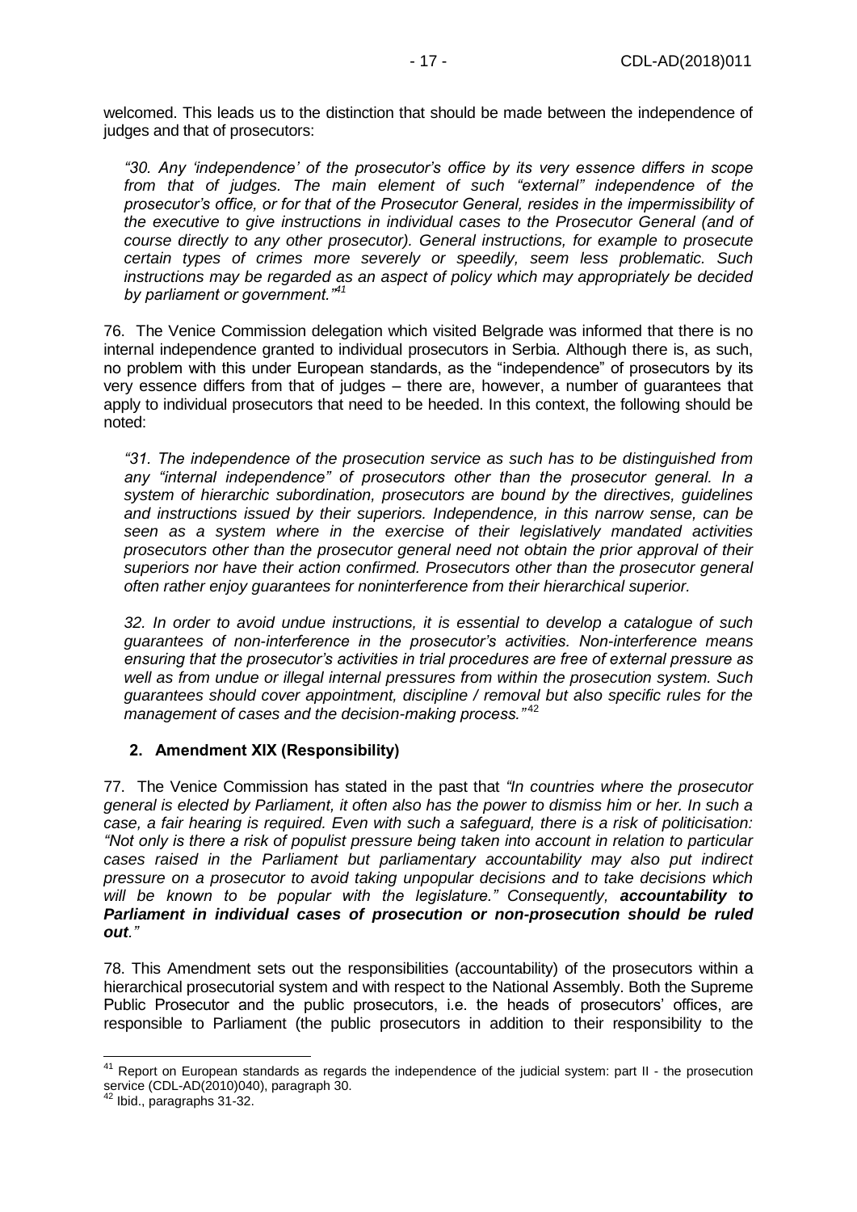welcomed. This leads us to the distinction that should be made between the independence of judges and that of prosecutors:

> *"30. Any 'independence' of the prosecutor's office by its very essence differs in scope from that of judges. The main element of such "external" independence of the prosecutor's office, or for that of the Prosecutor General, resides in the impermissibility of the executive to give instructions in individual cases to the Prosecutor General (and of course directly to any other prosecutor). General instructions, for example to prosecute certain types of crimes more severely or speedily, seem less problematic. Such instructions may be regarded as an aspect of policy which may appropriately be decided by parliament or government."*[41]

76. The Venice Commission delegation which visited Belgrade was informed that there is no internal independence granted to individual prosecutors in Serbia. Although there is, as such, no problem with this under European standards, as the "independence" of prosecutors by its very essence differs from that of judges – there are, however, a number of guarantees that apply to individual prosecutors that need to be heeded. In this context, the following should be noted:

> *"31. The independence of the prosecution service as such has to be distinguished from any "internal independence" of prosecutors other than the prosecutor general. In a system of hierarchic subordination, prosecutors are bound by the directives, guidelines and instructions issued by their superiors. Independence, in this narrow sense, can be seen as a system where in the exercise of their legislatively mandated activities prosecutors other than the prosecutor general need not obtain the prior approval of their superiors nor have their action confirmed. Prosecutors other than the prosecutor general often rather enjoy guarantees for noninterference from their hierarchical superior.*
>
> *32. In order to avoid undue instructions, it is essential to develop a catalogue of such guarantees of non-interference in the prosecutor's activities. Non-interference means ensuring that the prosecutor's activities in trial procedures are free of external pressure as well as from undue or illegal internal pressures from within the prosecution system. Such guarantees should cover appointment, discipline / removal but also specific rules for the management of cases and the decision-making process."*[42]

### 2. Amendment XIX (Responsibility)

77. The Venice Commission has stated in the past that *"In countries where the prosecutor general is elected by Parliament, it often also has the power to dismiss him or her. In such a case, a fair hearing is required. Even with such a safeguard, there is a risk of politicisation: "Not only is there a risk of populist pressure being taken into account in relation to particular cases raised in the Parliament but parliamentary accountability may also put indirect pressure on a prosecutor to avoid taking unpopular decisions and to take decisions which will be known to be popular with the legislature." Consequently, **accountability to Parliament in individual cases of prosecution or non-prosecution should be ruled out**."*

78. This Amendment sets out the responsibilities (accountability) of the prosecutors within a hierarchical prosecutorial system and with respect to the National Assembly. Both the Supreme Public Prosecutor and the public prosecutors, i.e. the heads of prosecutors' offices, are responsible to Parliament (the public prosecutors in addition to their responsibility to the

---

[41] Report on European standards as regards the independence of the judicial system: part II - the prosecution service (CDL-AD(2010)040), paragraph 30.

[42] Ibid., paragraphs 31-32.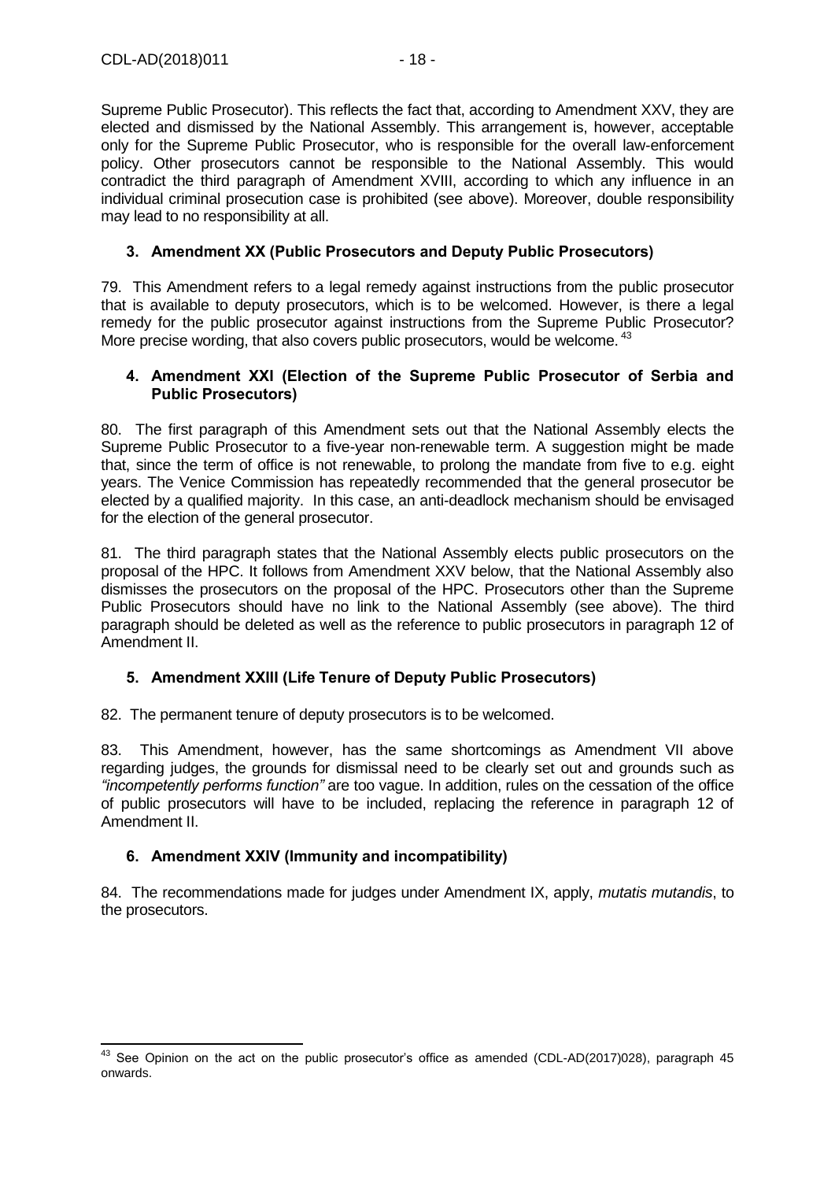Supreme Public Prosecutor). This reflects the fact that, according to Amendment XXV, they are elected and dismissed by the National Assembly. This arrangement is, however, acceptable only for the Supreme Public Prosecutor, who is responsible for the overall law-enforcement policy. Other prosecutors cannot be responsible to the National Assembly. This would contradict the third paragraph of Amendment XVIII, according to which any influence in an individual criminal prosecution case is prohibited (see above). Moreover, double responsibility may lead to no responsibility at all.

### 3. Amendment XX (Public Prosecutors and Deputy Public Prosecutors)

79. This Amendment refers to a legal remedy against instructions from the public prosecutor that is available to deputy prosecutors, which is to be welcomed. However, is there a legal remedy for the public prosecutor against instructions from the Supreme Public Prosecutor? More precise wording, that also covers public prosecutors, would be welcome.[43]

### 4. Amendment XXI (Election of the Supreme Public Prosecutor of Serbia and Public Prosecutors)

80. The first paragraph of this Amendment sets out that the National Assembly elects the Supreme Public Prosecutor to a five-year non-renewable term. A suggestion might be made that, since the term of office is not renewable, to prolong the mandate from five to e.g. eight years. The Venice Commission has repeatedly recommended that the general prosecutor be elected by a qualified majority. In this case, an anti-deadlock mechanism should be envisaged for the election of the general prosecutor.

81. The third paragraph states that the National Assembly elects public prosecutors on the proposal of the HPC. It follows from Amendment XXV below, that the National Assembly also dismisses the prosecutors on the proposal of the HPC. Prosecutors other than the Supreme Public Prosecutors should have no link to the National Assembly (see above). The third paragraph should be deleted as well as the reference to public prosecutors in paragraph 12 of Amendment II.

### 5. Amendment XXIII (Life Tenure of Deputy Public Prosecutors)

82. The permanent tenure of deputy prosecutors is to be welcomed.

83. This Amendment, however, has the same shortcomings as Amendment VII above regarding judges, the grounds for dismissal need to be clearly set out and grounds such as *"incompetently performs function"* are too vague. In addition, rules on the cessation of the office of public prosecutors will have to be included, replacing the reference in paragraph 12 of Amendment II.

### 6. Amendment XXIV (Immunity and incompatibility)

84. The recommendations made for judges under Amendment IX, apply, *mutatis mutandis*, to the prosecutors.

---

[43] See Opinion on the act on the public prosecutor's office as amended (CDL-AD(2017)028), paragraph 45 onwards.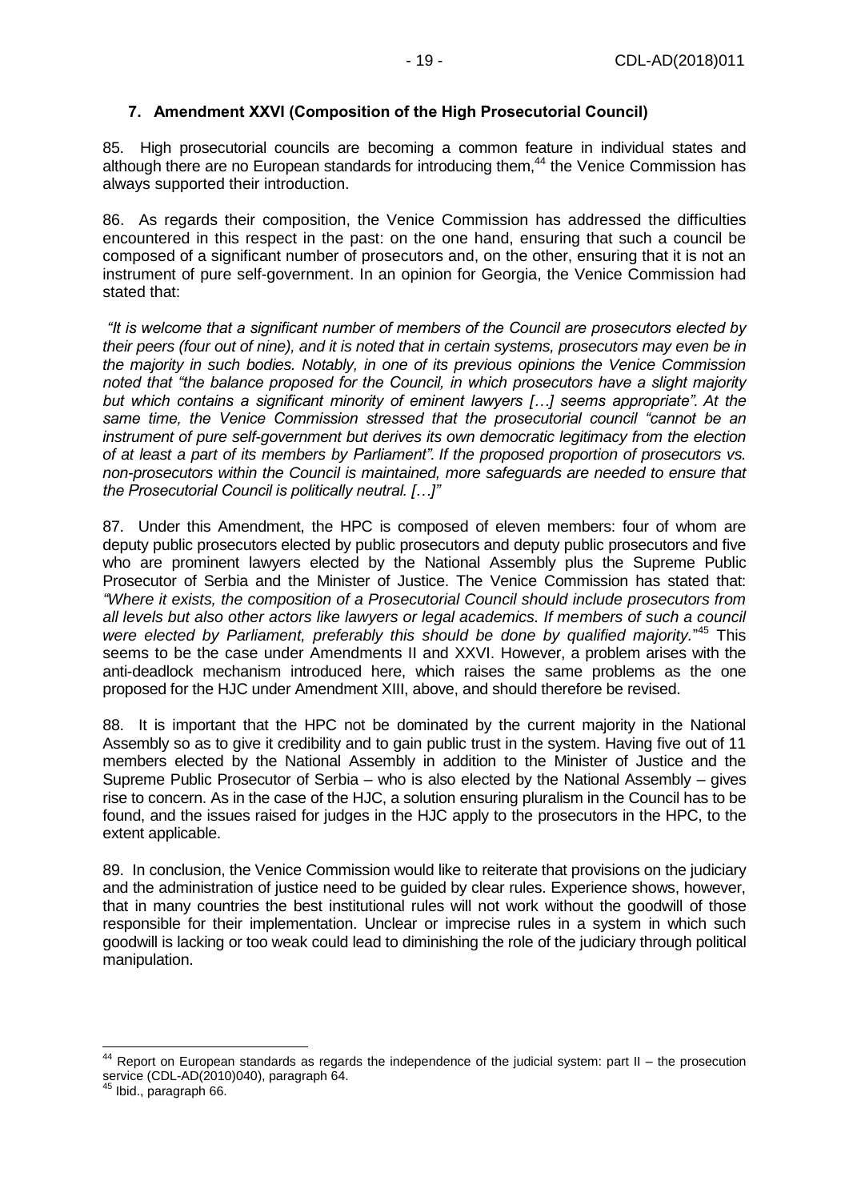### 7. Amendment XXVI (Composition of the High Prosecutorial Council)

85. High prosecutorial councils are becoming a common feature in individual states and although there are no European standards for introducing them,[44] the Venice Commission has always supported their introduction.

86. As regards their composition, the Venice Commission has addressed the difficulties encountered in this respect in the past: on the one hand, ensuring that such a council be composed of a significant number of prosecutors and, on the other, ensuring that it is not an instrument of pure self-government. In an opinion for Georgia, the Venice Commission had stated that:

*"It is welcome that a significant number of members of the Council are prosecutors elected by their peers (four out of nine), and it is noted that in certain systems, prosecutors may even be in the majority in such bodies. Notably, in one of its previous opinions the Venice Commission noted that "the balance proposed for the Council, in which prosecutors have a slight majority but which contains a significant minority of eminent lawyers […] seems appropriate". At the same time, the Venice Commission stressed that the prosecutorial council "cannot be an instrument of pure self-government but derives its own democratic legitimacy from the election of at least a part of its members by Parliament". If the proposed proportion of prosecutors vs. non-prosecutors within the Council is maintained, more safeguards are needed to ensure that the Prosecutorial Council is politically neutral. […]"*

87. Under this Amendment, the HPC is composed of eleven members: four of whom are deputy public prosecutors elected by public prosecutors and deputy public prosecutors and five who are prominent lawyers elected by the National Assembly plus the Supreme Public Prosecutor of Serbia and the Minister of Justice. The Venice Commission has stated that: *"Where it exists, the composition of a Prosecutorial Council should include prosecutors from all levels but also other actors like lawyers or legal academics. If members of such a council were elected by Parliament, preferably this should be done by qualified majority."*[45] This seems to be the case under Amendments II and XXVI. However, a problem arises with the anti-deadlock mechanism introduced here, which raises the same problems as the one proposed for the HJC under Amendment XIII, above, and should therefore be revised.

88. It is important that the HPC not be dominated by the current majority in the National Assembly so as to give it credibility and to gain public trust in the system. Having five out of 11 members elected by the National Assembly in addition to the Minister of Justice and the Supreme Public Prosecutor of Serbia – who is also elected by the National Assembly – gives rise to concern. As in the case of the HJC, a solution ensuring pluralism in the Council has to be found, and the issues raised for judges in the HJC apply to the prosecutors in the HPC, to the extent applicable.

89. In conclusion, the Venice Commission would like to reiterate that provisions on the judiciary and the administration of justice need to be guided by clear rules. Experience shows, however, that in many countries the best institutional rules will not work without the goodwill of those responsible for their implementation. Unclear or imprecise rules in a system in which such goodwill is lacking or too weak could lead to diminishing the role of the judiciary through political manipulation.

---

[44] Report on European standards as regards the independence of the judicial system: part II – the prosecution service (CDL-AD(2010)040), paragraph 64.

[45] Ibid., paragraph 66.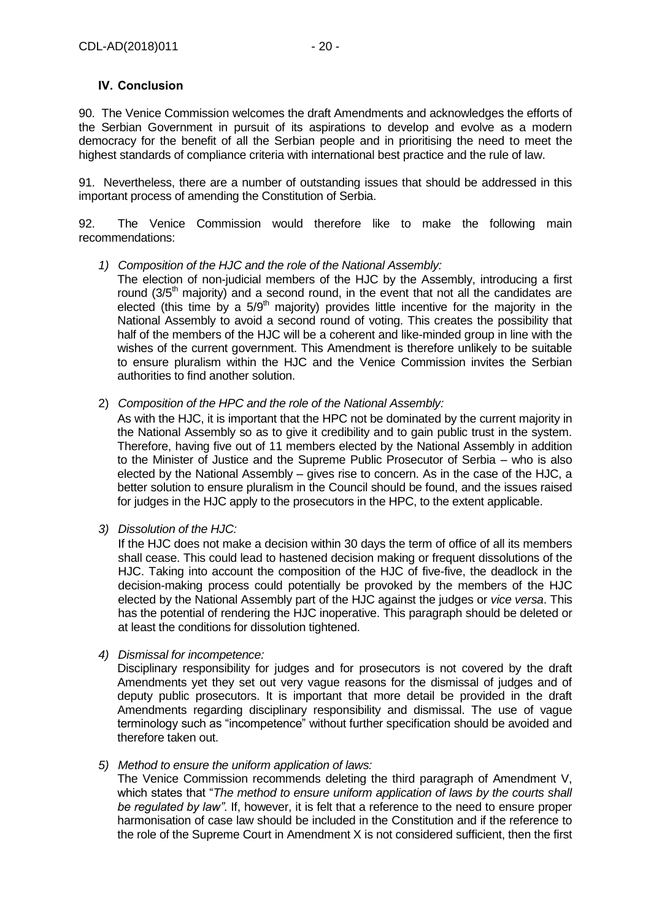## IV. Conclusion

90. The Venice Commission welcomes the draft Amendments and acknowledges the efforts of the Serbian Government in pursuit of its aspirations to develop and evolve as a modern democracy for the benefit of all the Serbian people and in prioritising the need to meet the highest standards of compliance criteria with international best practice and the rule of law.

91. Nevertheless, there are a number of outstanding issues that should be addressed in this important process of amending the Constitution of Serbia.

92. The Venice Commission would therefore like to make the following main recommendations:

1) *Composition of the HJC and the role of the National Assembly:*
   The election of non-judicial members of the HJC by the Assembly, introducing a first round (3/5th majority) and a second round, in the event that not all the candidates are elected (this time by a 5/9th majority) provides little incentive for the majority in the National Assembly to avoid a second round of voting. This creates the possibility that half of the members of the HJC will be a coherent and like-minded group in line with the wishes of the current government. This Amendment is therefore unlikely to be suitable to ensure pluralism within the HJC and the Venice Commission invites the Serbian authorities to find another solution.

2) *Composition of the HPC and the role of the National Assembly:*
   As with the HJC, it is important that the HPC not be dominated by the current majority in the National Assembly so as to give it credibility and to gain public trust in the system. Therefore, having five out of 11 members elected by the National Assembly in addition to the Minister of Justice and the Supreme Public Prosecutor of Serbia – who is also elected by the National Assembly – gives rise to concern. As in the case of the HJC, a better solution to ensure pluralism in the Council should be found, and the issues raised for judges in the HJC apply to the prosecutors in the HPC, to the extent applicable.

3) *Dissolution of the HJC:*
   If the HJC does not make a decision within 30 days the term of office of all its members shall cease. This could lead to hastened decision making or frequent dissolutions of the HJC. Taking into account the composition of the HJC of five-five, the deadlock in the decision-making process could potentially be provoked by the members of the HJC elected by the National Assembly part of the HJC against the judges or *vice versa*. This has the potential of rendering the HJC inoperative. This paragraph should be deleted or at least the conditions for dissolution tightened.

4) *Dismissal for incompetence:*
   Disciplinary responsibility for judges and for prosecutors is not covered by the draft Amendments yet they set out very vague reasons for the dismissal of judges and of deputy public prosecutors. It is important that more detail be provided in the draft Amendments regarding disciplinary responsibility and dismissal. The use of vague terminology such as "incompetence" without further specification should be avoided and therefore taken out.

5) *Method to ensure the uniform application of laws:*
   The Venice Commission recommends deleting the third paragraph of Amendment V, which states that "*The method to ensure uniform application of laws by the courts shall be regulated by law"*. If, however, it is felt that a reference to the need to ensure proper harmonisation of case law should be included in the Constitution and if the reference to the role of the Supreme Court in Amendment X is not considered sufficient, then the first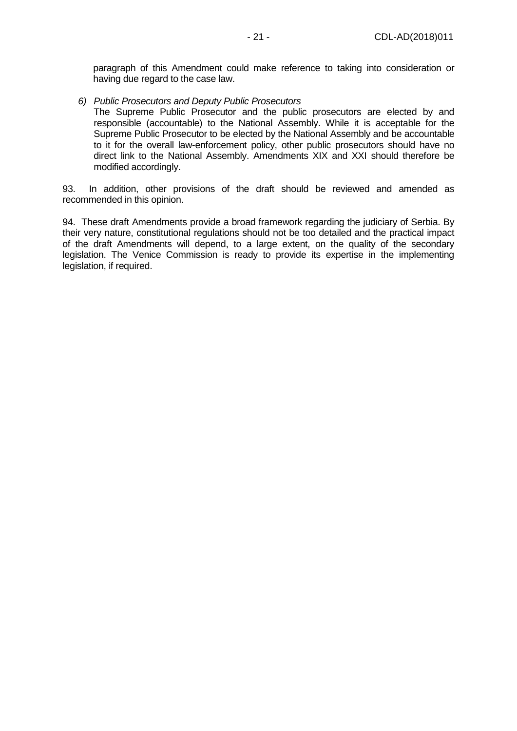paragraph of this Amendment could make reference to taking into consideration or having due regard to the case law.

6) *Public Prosecutors and Deputy Public Prosecutors*
   The Supreme Public Prosecutor and the public prosecutors are elected by and responsible (accountable) to the National Assembly. While it is acceptable for the Supreme Public Prosecutor to be elected by the National Assembly and be accountable to it for the overall law-enforcement policy, other public prosecutors should have no direct link to the National Assembly. Amendments XIX and XXI should therefore be modified accordingly.

93. In addition, other provisions of the draft should be reviewed and amended as recommended in this opinion.

94. These draft Amendments provide a broad framework regarding the judiciary of Serbia. By their very nature, constitutional regulations should not be too detailed and the practical impact of the draft Amendments will depend, to a large extent, on the quality of the secondary legislation. The Venice Commission is ready to provide its expertise in the implementing legislation, if required.